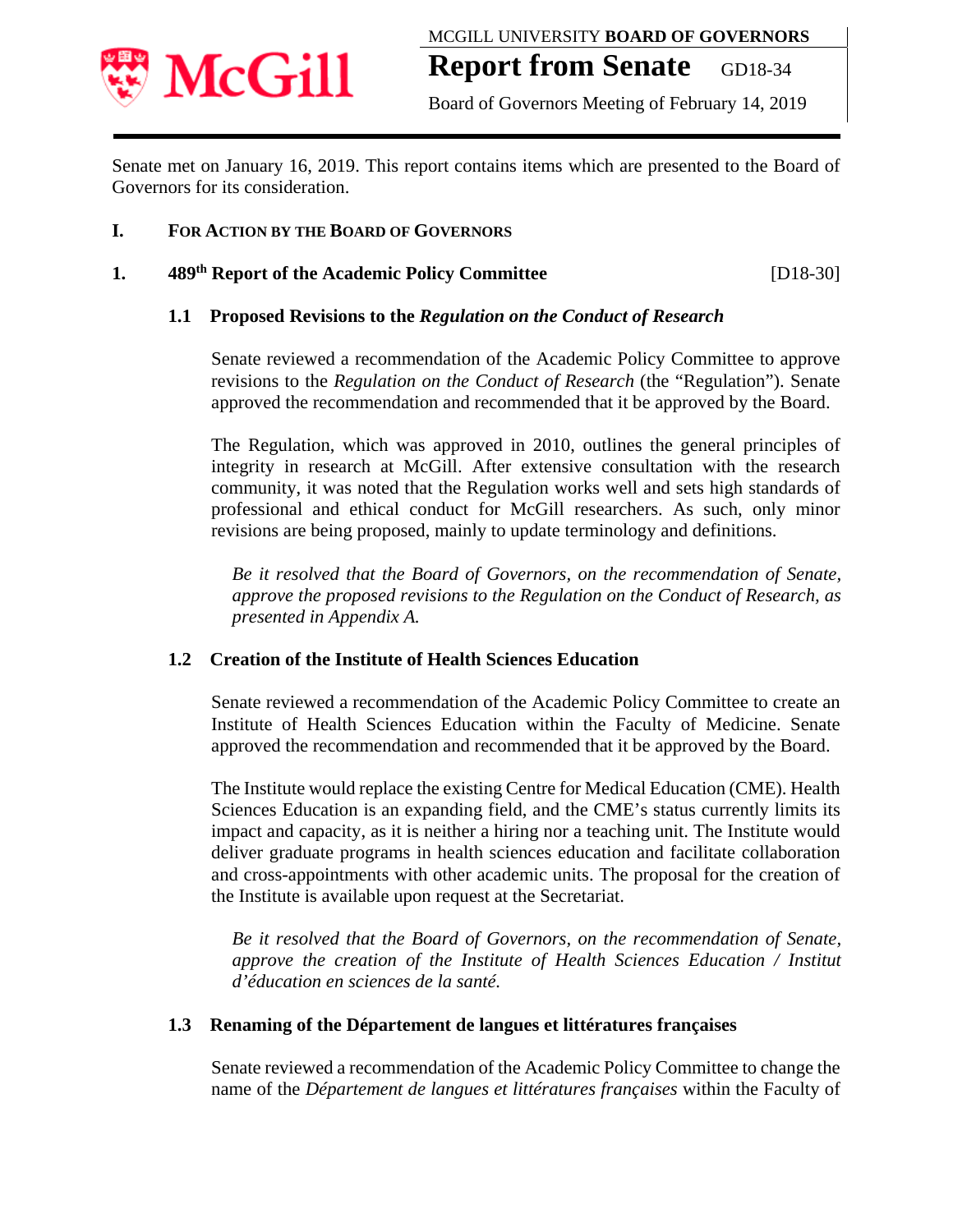MCGILL UNIVERSITY **BOARD OF GOVERNORS**

# Report from Senate GD18-34

Board of Governors Meeting of February 14, 2019

Senate met on January 16, 2019. This report contains items which are presented to the Board of Governors for its consideration.

## I. FOR ACTION BY THE BOARD OF GOVERNORS

### 1. 489th Report of the Academic Policy Committee [D18-30]

#### 1.1 Proposed Revisions to the *Regulation on the Conduct of Research*

Senate reviewed a recommendation of the Academic Policy Committee to approve revisions to the *Regulation on the Conduct of Research* (the "Regulation"). Senate approved the recommendation and recommended that it be approved by the Board.

The Regulation, which was approved in 2010, outlines the general principles of integrity in research at McGill. After extensive consultation with the research community, it was noted that the Regulation works well and sets high standards of professional and ethical conduct for McGill researchers. As such, only minor revisions are being proposed, mainly to update terminology and definitions.

*Be it resolved that the Board of Governors, on the recommendation of Senate, approve the proposed revisions to the Regulation on the Conduct of Research, as presented in Appendix A.*

#### 1.2 Creation of the Institute of Health Sciences Education

Senate reviewed a recommendation of the Academic Policy Committee to create an Institute of Health Sciences Education within the Faculty of Medicine. Senate approved the recommendation and recommended that it be approved by the Board.

The Institute would replace the existing Centre for Medical Education (CME). Health Sciences Education is an expanding field, and the CME's status currently limits its impact and capacity, as it is neither a hiring nor a teaching unit. The Institute would deliver graduate programs in health sciences education and facilitate collaboration and cross-appointments with other academic units. The proposal for the creation of the Institute is available upon request at the Secretariat.

*Be it resolved that the Board of Governors, on the recommendation of Senate, approve the creation of the Institute of Health Sciences Education / Institut d'éducation en sciences de la santé.*

#### 1.3 Renaming of the Département de langues et littératures françaises

Senate reviewed a recommendation of the Academic Policy Committee to change the name of the *Département de langues et littératures françaises* within the Faculty of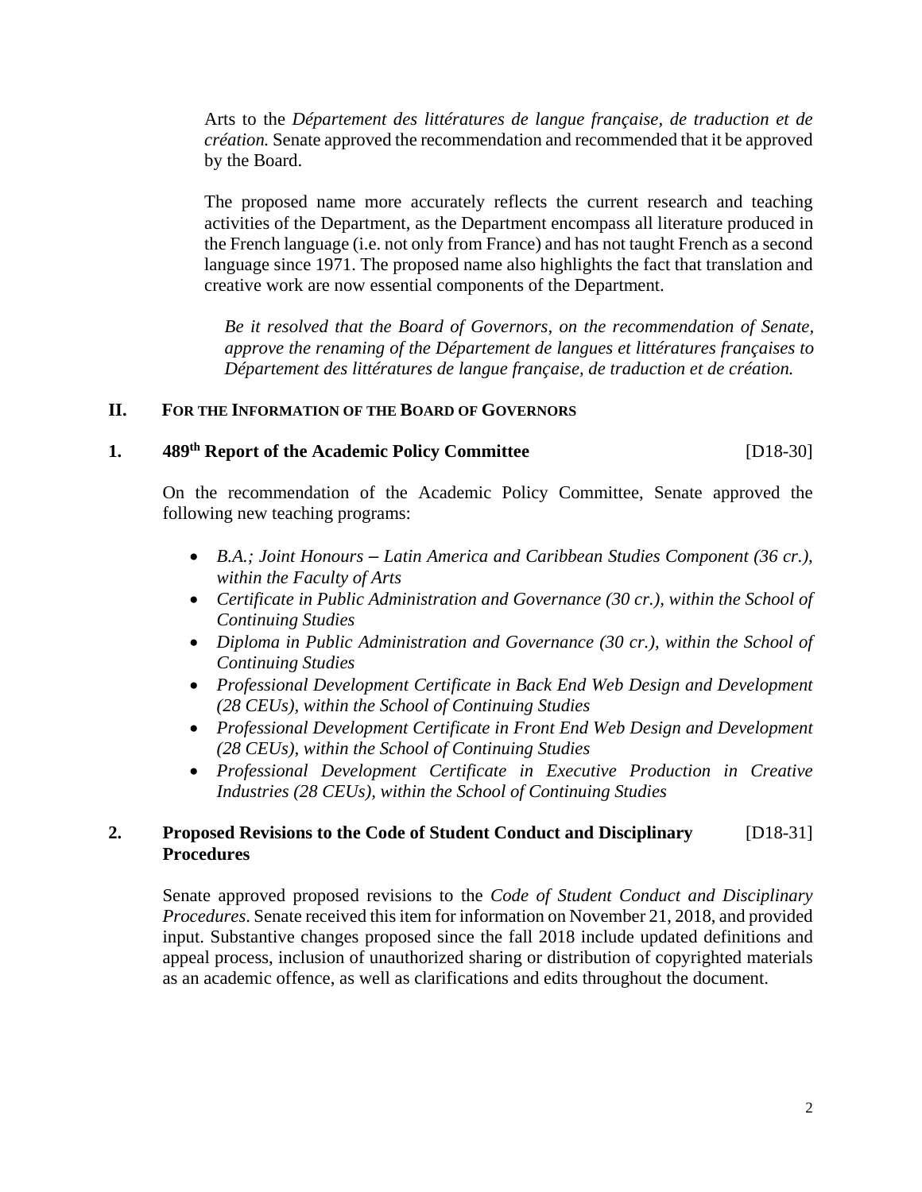Arts to the *Département des littératures de langue française, de traduction et de création.* Senate approved the recommendation and recommended that it be approved by the Board.

The proposed name more accurately reflects the current research and teaching activities of the Department, as the Department encompass all literature produced in the French language (i.e. not only from France) and has not taught French as a second language since 1971. The proposed name also highlights the fact that translation and creative work are now essential components of the Department.

> *Be it resolved that the Board of Governors, on the recommendation of Senate, approve the renaming of the Département de langues et littératures françaises to Département des littératures de langue française, de traduction et de création.*

## II. For the Information of the Board of Governors

### 1. 489th Report of the Academic Policy Committee [D18-30]

On the recommendation of the Academic Policy Committee, Senate approved the following new teaching programs:

- *B.A.; Joint Honours – Latin America and Caribbean Studies Component (36 cr.), within the Faculty of Arts*
- *Certificate in Public Administration and Governance (30 cr.), within the School of Continuing Studies*
- *Diploma in Public Administration and Governance (30 cr.), within the School of Continuing Studies*
- *Professional Development Certificate in Back End Web Design and Development (28 CEUs), within the School of Continuing Studies*
- *Professional Development Certificate in Front End Web Design and Development (28 CEUs), within the School of Continuing Studies*
- *Professional Development Certificate in Executive Production in Creative Industries (28 CEUs), within the School of Continuing Studies*

### 2. Proposed Revisions to the Code of Student Conduct and Disciplinary Procedures [D18-31]

Senate approved proposed revisions to the *Code of Student Conduct and Disciplinary Procedures*. Senate received this item for information on November 21, 2018, and provided input. Substantive changes proposed since the fall 2018 include updated definitions and appeal process, inclusion of unauthorized sharing or distribution of copyrighted materials as an academic offence, as well as clarifications and edits throughout the document.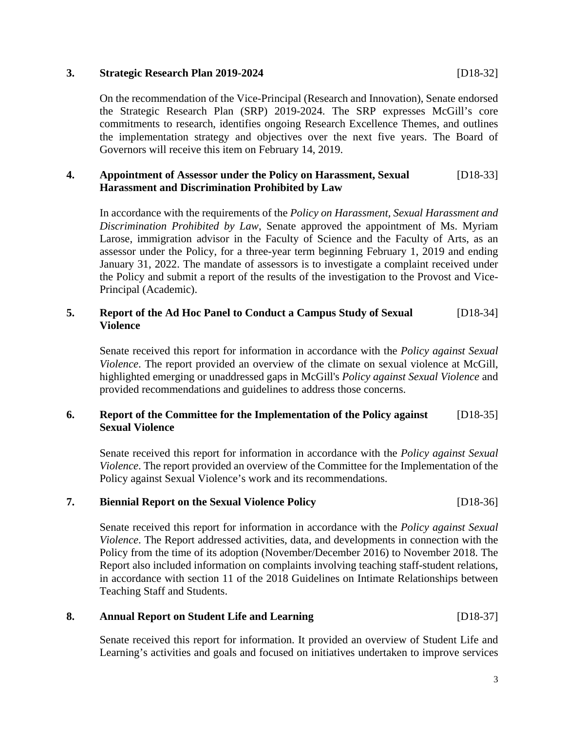### 3. Strategic Research Plan 2019-2024 [D18-32]

On the recommendation of the Vice-Principal (Research and Innovation), Senate endorsed the Strategic Research Plan (SRP) 2019-2024. The SRP expresses McGill's core commitments to research, identifies ongoing Research Excellence Themes, and outlines the implementation strategy and objectives over the next five years. The Board of Governors will receive this item on February 14, 2019.

### 4. Appointment of Assessor under the Policy on Harassment, Sexual Harassment and Discrimination Prohibited by Law [D18-33]

In accordance with the requirements of the *Policy on Harassment, Sexual Harassment and Discrimination Prohibited by Law*, Senate approved the appointment of Ms. Myriam Larose, immigration advisor in the Faculty of Science and the Faculty of Arts, as an assessor under the Policy, for a three-year term beginning February 1, 2019 and ending January 31, 2022. The mandate of assessors is to investigate a complaint received under the Policy and submit a report of the results of the investigation to the Provost and Vice-Principal (Academic).

### 5. Report of the Ad Hoc Panel to Conduct a Campus Study of Sexual Violence [D18-34]

Senate received this report for information in accordance with the *Policy against Sexual Violence*. The report provided an overview of the climate on sexual violence at McGill, highlighted emerging or unaddressed gaps in McGill's *Policy against Sexual Violence* and provided recommendations and guidelines to address those concerns.

### 6. Report of the Committee for the Implementation of the Policy against Sexual Violence [D18-35]

Senate received this report for information in accordance with the *Policy against Sexual Violence*. The report provided an overview of the Committee for the Implementation of the Policy against Sexual Violence's work and its recommendations.

### 7. Biennial Report on the Sexual Violence Policy [D18-36]

Senate received this report for information in accordance with the *Policy against Sexual Violence*. The Report addressed activities, data, and developments in connection with the Policy from the time of its adoption (November/December 2016) to November 2018. The Report also included information on complaints involving teaching staff-student relations, in accordance with section 11 of the 2018 Guidelines on Intimate Relationships between Teaching Staff and Students.

### 8. Annual Report on Student Life and Learning [D18-37]

Senate received this report for information. It provided an overview of Student Life and Learning's activities and goals and focused on initiatives undertaken to improve services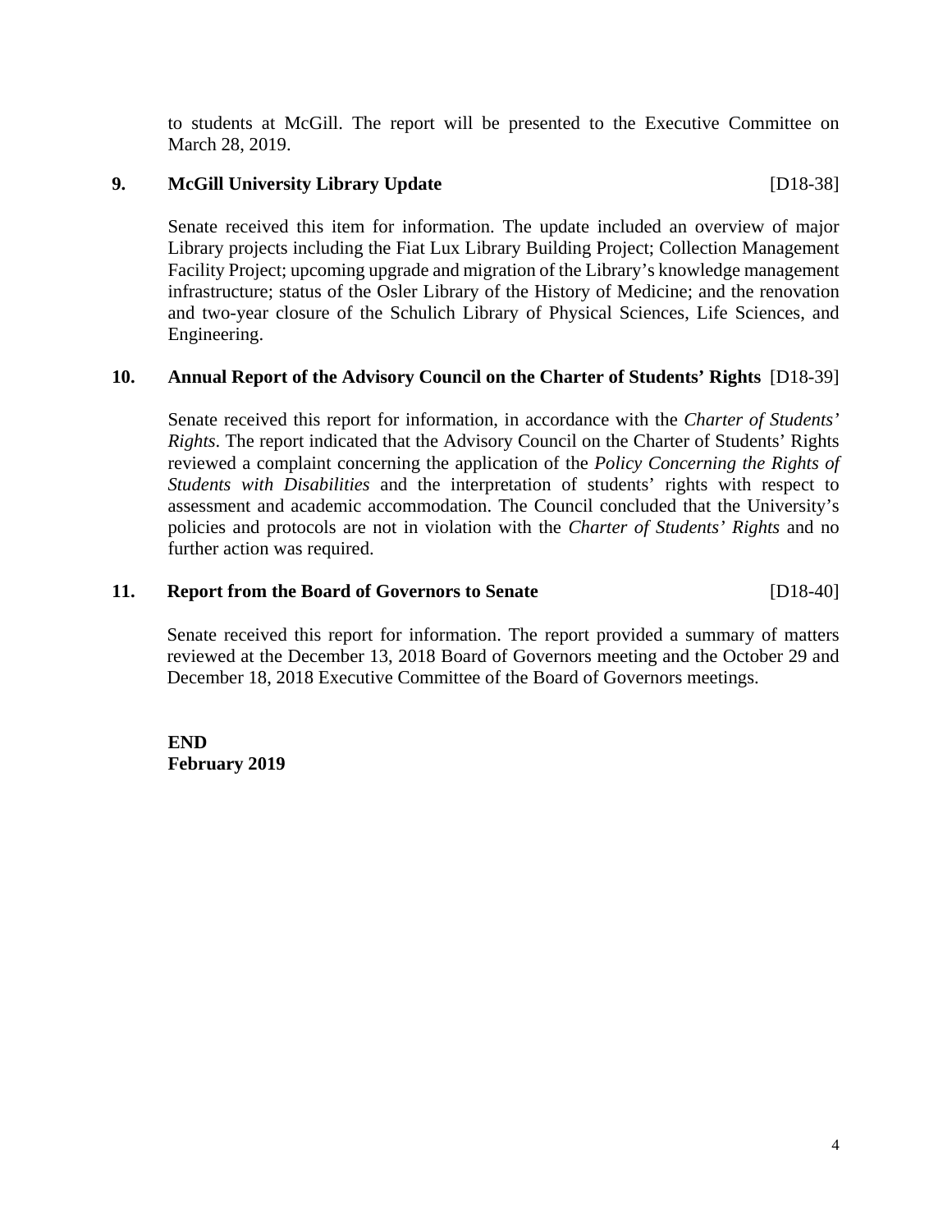to students at McGill. The report will be presented to the Executive Committee on March 28, 2019.

**9. McGill University Library Update** [D18-38]

Senate received this item for information. The update included an overview of major Library projects including the Fiat Lux Library Building Project; Collection Management Facility Project; upcoming upgrade and migration of the Library's knowledge management infrastructure; status of the Osler Library of the History of Medicine; and the renovation and two-year closure of the Schulich Library of Physical Sciences, Life Sciences, and Engineering.

**10. Annual Report of the Advisory Council on the Charter of Students' Rights** [D18-39]

Senate received this report for information, in accordance with the *Charter of Students' Rights*. The report indicated that the Advisory Council on the Charter of Students' Rights reviewed a complaint concerning the application of the *Policy Concerning the Rights of Students with Disabilities* and the interpretation of students' rights with respect to assessment and academic accommodation. The Council concluded that the University's policies and protocols are not in violation with the *Charter of Students' Rights* and no further action was required.

**11. Report from the Board of Governors to Senate** [D18-40]

Senate received this report for information. The report provided a summary of matters reviewed at the December 13, 2018 Board of Governors meeting and the October 29 and December 18, 2018 Executive Committee of the Board of Governors meetings.

**END**
**February 2019**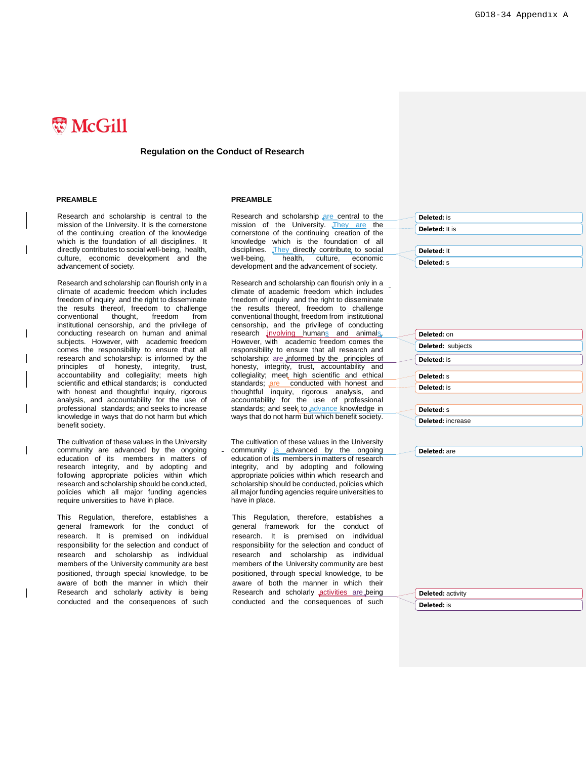McGill

# Regulation on the Conduct of Research

## PREAMBLE

Research and scholarship is central to the mission of the University. It is the cornerstone of the continuing creation of the knowledge which is the foundation of all disciplines. It directly contributes to social well-being, health, culture, economic development and the advancement of society.

Research and scholarship can flourish only in a climate of academic freedom which includes freedom of inquiry and the right to disseminate the results thereof, freedom to challenge conventional thought, freedom from institutional censorship, and the privilege of conducting research on human and animal subjects. However, with academic freedom comes the responsibility to ensure that all research and scholarship: is informed by the principles of honesty, integrity, trust, accountability and collegiality; meets high scientific and ethical standards; is conducted with honest and thoughtful inquiry, rigorous analysis, and accountability for the use of professional standards; and seeks to increase knowledge in ways that do not harm but which benefit society.

The cultivation of these values in the University community are advanced by the ongoing education of its members in matters of research integrity, and by adopting and following appropriate policies within which research and scholarship should be conducted, policies which all major funding agencies require universities to have in place.

This Regulation, therefore, establishes a general framework for the conduct of research. It is premised on individual responsibility for the selection and conduct of research and scholarship as individual members of the University community are best positioned, through special knowledge, to be aware of both the manner in which their Research and scholarly activity is being conducted and the consequences of such

## PREAMBLE

Research and scholarship are central to the mission of the University. They are the cornerstone of the continuing creation of the knowledge which is the foundation of all disciplines. They directly contribute to social well-being, health, culture, economic development and the advancement of society.

Research and scholarship can flourish only in a climate of academic freedom which includes freedom of inquiry and the right to disseminate the results thereof, freedom to challenge conventional thought, freedom from institutional censorship, and the privilege of conducting research involving humans and animals. However, with academic freedom comes the responsibility to ensure that all research and scholarship: are informed by the principles of honesty, integrity, trust, accountability and collegiality; meet high scientific and ethical standards; are conducted with honest and thoughtful inquiry, rigorous analysis, and accountability for the use of professional standards; and seek to advance knowledge in ways that do not harm but which benefit society.

The cultivation of these values in the University community is advanced by the ongoing education of its members in matters of research integrity, and by adopting and following appropriate policies within which research and scholarship should be conducted, policies which all major funding agencies require universities to have in place.

This Regulation, therefore, establishes a general framework for the conduct of research. It is premised on individual responsibility for the selection and conduct of research and scholarship as individual members of the University community are best positioned, through special knowledge, to be aware of both the manner in which their Research and scholarly activities are being conducted and the consequences of such

**Deleted:** is
**Deleted:** It is
**Deleted:** It
**Deleted:** s
**Deleted:** on
**Deleted:** subjects
**Deleted:** is
**Deleted:** s
**Deleted:** is
**Deleted:** s
**Deleted:** increase
**Deleted:** are
**Deleted:** activity
**Deleted:** is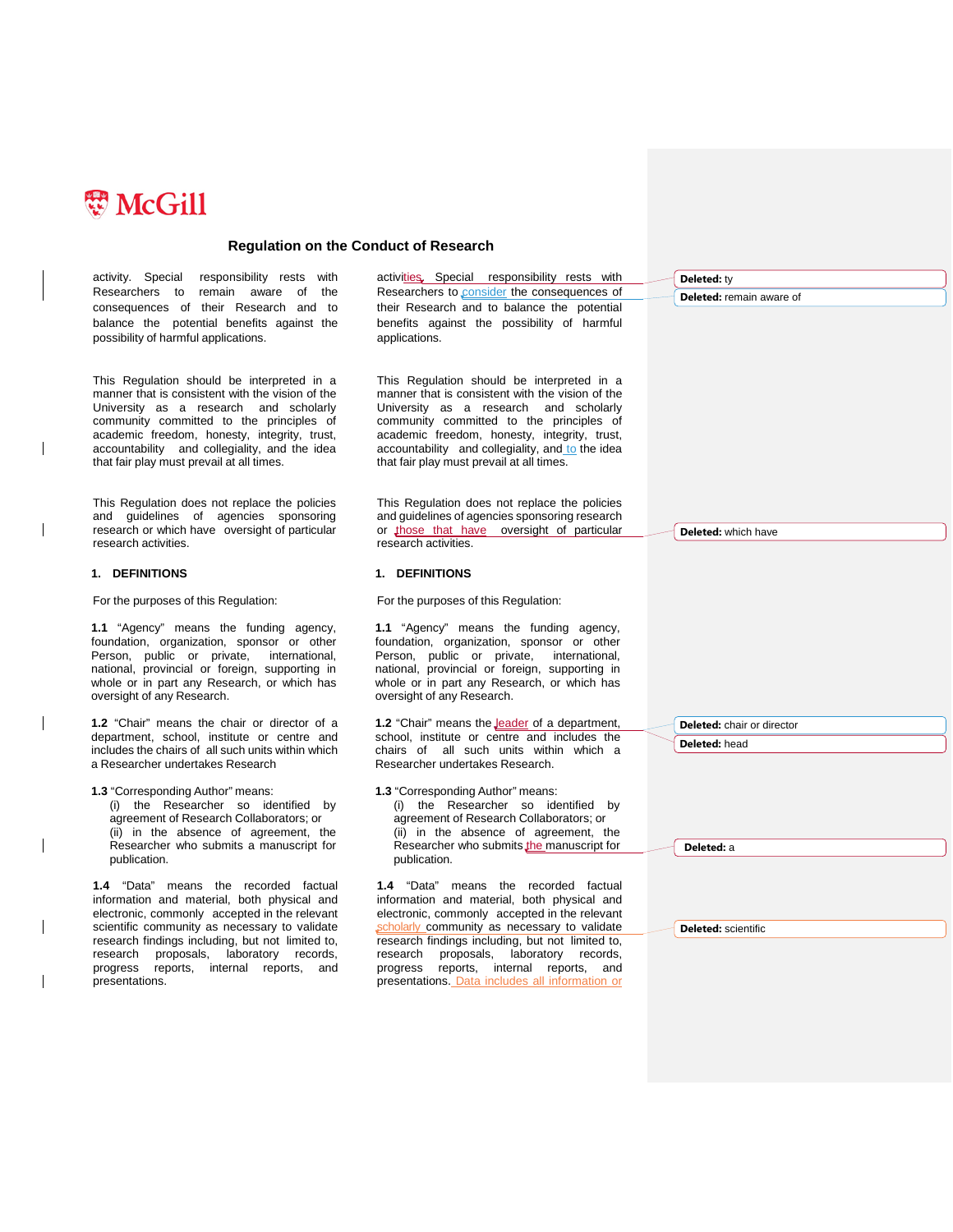# Regulation on the Conduct of Research

| | |
|---|---|
| activity. Special responsibility rests with Researchers to remain aware of the consequences of their Research and to balance the potential benefits against the possibility of harmful applications. | activities. Special responsibility rests with Researchers to consider the consequences of their Research and to balance the potential benefits against the possibility of harmful applications. |
| This Regulation should be interpreted in a manner that is consistent with the vision of the University as a research and scholarly community committed to the principles of academic freedom, honesty, integrity, trust, accountability and collegiality, and the idea that fair play must prevail at all times. | This Regulation should be interpreted in a manner that is consistent with the vision of the University as a research and scholarly community committed to the principles of academic freedom, honesty, integrity, trust, accountability and collegiality, and to the idea that fair play must prevail at all times. |
| This Regulation does not replace the policies and guidelines of agencies sponsoring research or which have oversight of particular research activities. | This Regulation does not replace the policies and guidelines of agencies sponsoring research or those that have oversight of particular research activities. |
| **1. DEFINITIONS** | **1. DEFINITIONS** |
| For the purposes of this Regulation: | For the purposes of this Regulation: |
| **1.1** "Agency" means the funding agency, foundation, organization, sponsor or other Person, public or private, international, national, provincial or foreign, supporting in whole or in part any Research, or which has oversight of any Research. | **1.1** "Agency" means the funding agency, foundation, organization, sponsor or other Person, public or private, international, national, provincial or foreign, supporting in whole or in part any Research, or which has oversight of any Research. |
| **1.2** "Chair" means the chair or director of a department, school, institute or centre and includes the chairs of all such units within which a Researcher undertakes Research | **1.2** "Chair" means the leader of a department, school, institute or centre and includes the chairs of all such units within which a Researcher undertakes Research. |
| **1.3** "Corresponding Author" means: (i) the Researcher so identified by agreement of Research Collaborators; or (ii) in the absence of agreement, the Researcher who submits a manuscript for publication. | **1.3** "Corresponding Author" means: (i) the Researcher so identified by agreement of Research Collaborators; or (ii) in the absence of agreement, the Researcher who submits the manuscript for publication. |
| **1.4** "Data" means the recorded factual information and material, both physical and electronic, commonly accepted in the relevant scientific community as necessary to validate research findings including, but not limited to, research proposals, laboratory records, progress reports, internal reports, and presentations. | **1.4** "Data" means the recorded factual information and material, both physical and electronic, commonly accepted in the relevant scholarly community as necessary to validate research findings including, but not limited to, research proposals, laboratory records, progress reports, internal reports, and presentations. Data includes all information or |

**Deleted:** ty

**Deleted:** remain aware of

**Deleted:** which have

**Deleted:** chair or director

**Deleted:** head

**Deleted:** a

**Deleted:** scientific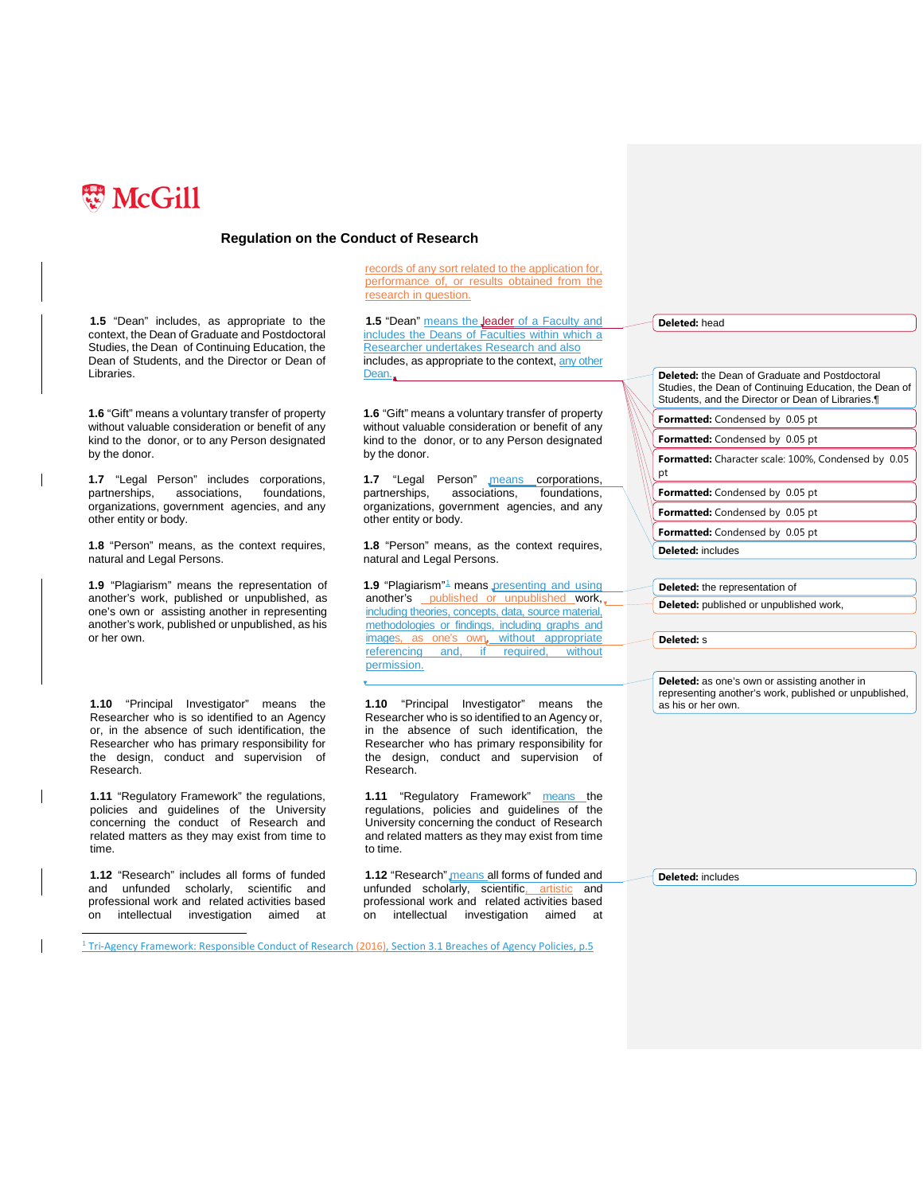McGill

## Regulation on the Conduct of Research

| Current | Proposed | Tracked changes |
|---|---|---|
| | records of any sort related to the application for, performance of, or results obtained from the research in question. | |
| **1.5** "Dean" includes, as appropriate to the context, the Dean of Graduate and Postdoctoral Studies, the Dean of Continuing Education, the Dean of Students, and the Director or Dean of Libraries. | **1.5** "Dean" means the leader of a Faculty and includes the Deans of Faculties within which a Researcher undertakes Research and also includes, as appropriate to the context, any other Dean. | **Deleted:** head<br>**Deleted:** the Dean of Graduate and Postdoctoral Studies, the Dean of Continuing Education, the Dean of Students, and the Director or Dean of Libraries.¶<br>**Formatted:** Condensed by 0.05 pt<br>**Formatted:** Condensed by 0.05 pt<br>**Formatted:** Character scale: 100%, Condensed by 0.05 pt<br>**Formatted:** Condensed by 0.05 pt<br>**Formatted:** Condensed by 0.05 pt<br>**Formatted:** Condensed by 0.05 pt |
| **1.6** "Gift" means a voluntary transfer of property without valuable consideration or benefit of any kind to the donor, or to any Person designated by the donor. | **1.6** "Gift" means a voluntary transfer of property without valuable consideration or benefit of any kind to the donor, or to any Person designated by the donor. | |
| **1.7** "Legal Person" includes corporations, partnerships, associations, foundations, organizations, government agencies, and any other entity or body. | **1.7** "Legal Person" means corporations, partnerships, associations, foundations, organizations, government agencies, and any other entity or body. | **Deleted:** includes |
| **1.8** "Person" means, as the context requires, natural and Legal Persons. | **1.8** "Person" means, as the context requires, natural and Legal Persons. | |
| **1.9** "Plagiarism" means the representation of another's work, published or unpublished, as one's own or assisting another in representing another's work, published or unpublished, as his or her own. | **1.9** "Plagiarism"[1] means presenting and using another's published or unpublished work, including theories, concepts, data, source material, methodologies or findings, including graphs and images, as one's own, without appropriate referencing and, if required, without permission. | **Deleted:** the representation of<br>**Deleted:** published or unpublished work,<br>**Deleted:** s<br>**Deleted:** as one's own or assisting another in representing another's work, published or unpublished, as his or her own. |
| **1.10** "Principal Investigator" means the Researcher who is so identified to an Agency or, in the absence of such identification, the Researcher who has primary responsibility for the design, conduct and supervision of Research. | **1.10** "Principal Investigator" means the Researcher who is so identified to an Agency or, in the absence of such identification, the Researcher who has primary responsibility for the design, conduct and supervision of Research. | |
| **1.11** "Regulatory Framework" the regulations, policies and guidelines of the University concerning the conduct of Research and related matters as they may exist from time to time. | **1.11** "Regulatory Framework" means the regulations, policies and guidelines of the University concerning the conduct of Research and related matters as they may exist from time to time. | |
| **1.12** "Research" includes all forms of funded and unfunded scholarly, scientific and professional work and related activities based on intellectual investigation aimed at | **1.12** "Research" means all forms of funded and unfunded scholarly, scientific, artistic and professional work and related activities based on intellectual investigation aimed at | **Deleted:** includes |

[1] Tri-Agency Framework: Responsible Conduct of Research (2016), Section 3.1 Breaches of Agency Policies, p.5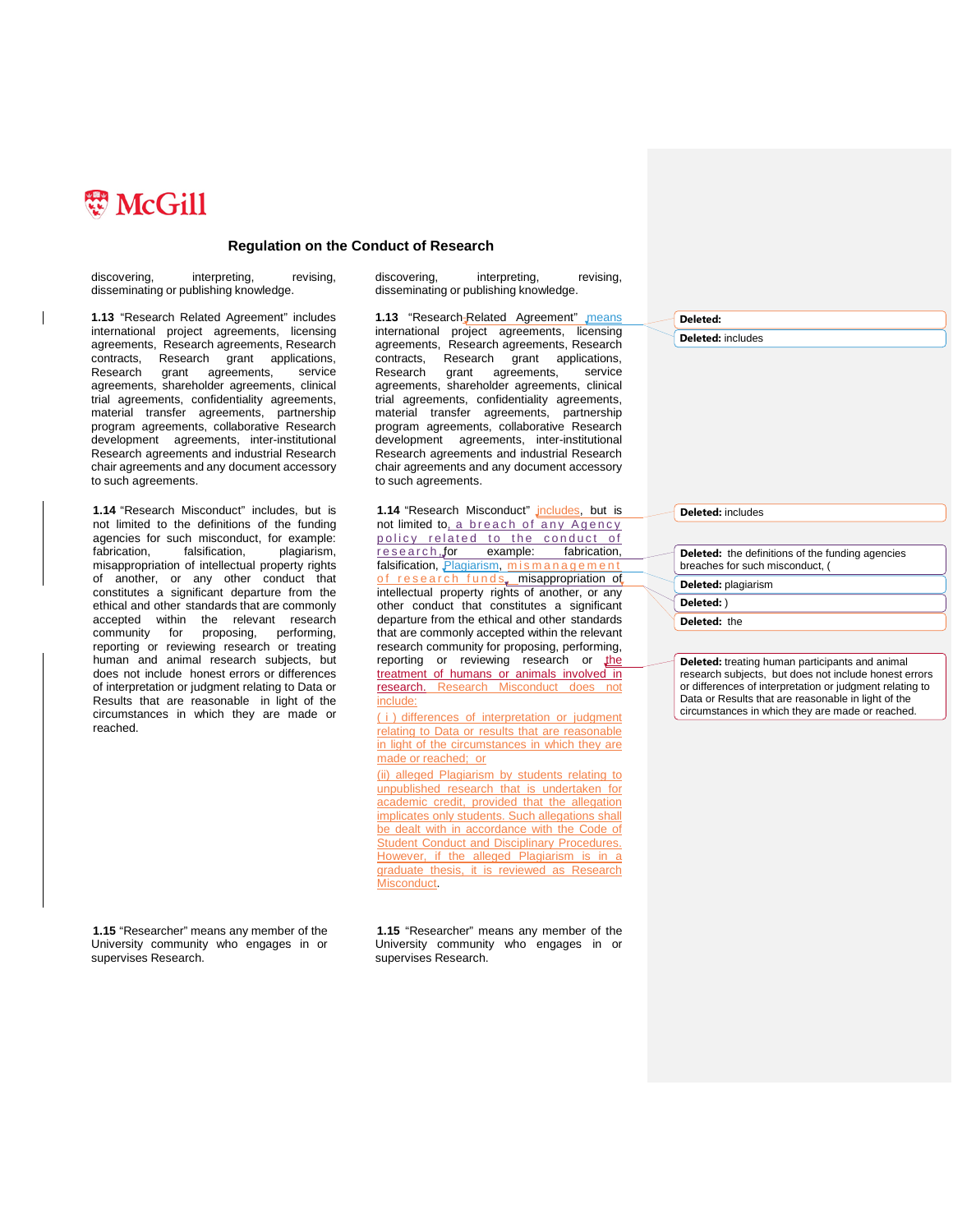# Regulation on the Conduct of Research

| Current | Proposed |
|---|---|
| discovering, interpreting, revising, disseminating or publishing knowledge. | discovering, interpreting, revising, disseminating or publishing knowledge. |
| **1.13** "Research Related Agreement" includes international project agreements, licensing agreements, Research agreements, Research contracts, Research grant applications, Research grant agreements, service agreements, shareholder agreements, clinical trial agreements, confidentiality agreements, material transfer agreements, partnership program agreements, collaborative Research development agreements, inter-institutional Research agreements and industrial Research chair agreements and any document accessory to such agreements. | **1.13** "Research Related Agreement" means international project agreements, licensing agreements, Research agreements, Research contracts, Research grant applications, Research grant agreements, service agreements, shareholder agreements, clinical trial agreements, confidentiality agreements, material transfer agreements, partnership program agreements, collaborative Research development agreements, inter-institutional Research agreements and industrial Research chair agreements and any document accessory to such agreements. |
| **1.14** "Research Misconduct" includes, but is not limited to the definitions of the funding agencies for such misconduct, for example: fabrication, falsification, plagiarism, misappropriation of intellectual property rights of another, or any other conduct that constitutes a significant departure from the ethical and other standards that are commonly accepted within the relevant research community for proposing, performing, reporting or reviewing research or treating human and animal research subjects, but does not include honest errors or differences of interpretation or judgment relating to Data or Results that are reasonable in light of the circumstances in which they are made or reached. | **1.14** "Research Misconduct" includes, but is not limited to, a breach of any Agency policy related to the conduct of research, for example: fabrication, falsification, Plagiarism, mismanagement of research funds, misappropriation of intellectual property rights of another, or any other conduct that constitutes a significant departure from the ethical and other standards that are commonly accepted within the relevant research community for proposing, performing, reporting or reviewing research or the treatment of humans or animals involved in research. Research Misconduct does not include:<br>( i ) differences of interpretation or judgment relating to Data or results that are reasonable in light of the circumstances in which they are made or reached; or<br>(ii) alleged Plagiarism by students relating to unpublished research that is undertaken for academic credit, provided that the allegation implicates only students. Such allegations shall be dealt with in accordance with the Code of Student Conduct and Disciplinary Procedures. However, if the alleged Plagiarism is in a graduate thesis, it is reviewed as Research Misconduct. |
| **1.15** "Researcher" means any member of the University community who engages in or supervises Research. | **1.15** "Researcher" means any member of the University community who engages in or supervises Research. |

Deleted:

Deleted: includes

Deleted: includes

Deleted: the definitions of the funding agencies breaches for such misconduct, (

Deleted: plagiarism

Deleted: )

Deleted: the

Deleted: treating human participants and animal research subjects, but does not include honest errors or differences of interpretation or judgment relating to Data or Results that are reasonable in light of the circumstances in which they are made or reached.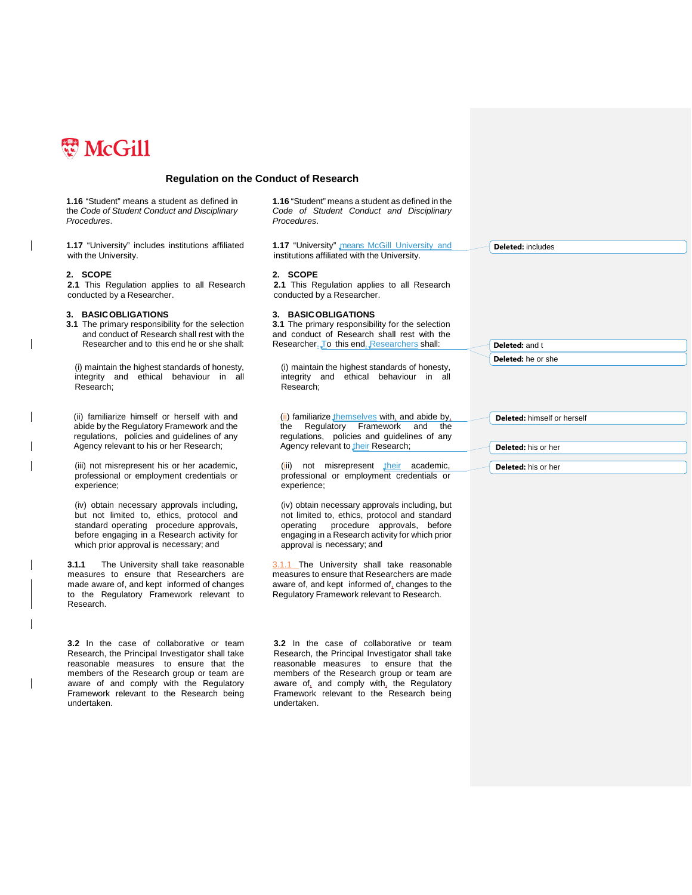McGill

## Regulation on the Conduct of Research

| Current | Proposed | Comments |
|---|---|---|
| **1.16** "Student" means a student as defined in the *Code of Student Conduct and Disciplinary Procedures*. | **1.16** "Student" means a student as defined in the *Code of Student Conduct and Disciplinary Procedures*. | |
| **1.17** "University" includes institutions affiliated with the University. | **1.17** "University" means McGill University and institutions affiliated with the University. | **Deleted:** includes |
| **2. SCOPE** **2.1** This Regulation applies to all Research conducted by a Researcher. | **2. SCOPE** **2.1** This Regulation applies to all Research conducted by a Researcher. | |
| **3. BASIC OBLIGATIONS** **3.1** The primary responsibility for the selection and conduct of Research shall rest with the Researcher and to this end he or she shall: | **3. BASIC OBLIGATIONS** **3.1** The primary responsibility for the selection and conduct of Research shall rest with the Researcher. To this end, Researchers shall: | **Deleted:** and t; **Deleted:** he or she |
| (i) maintain the highest standards of honesty, integrity and ethical behaviour in all Research; | (i) maintain the highest standards of honesty, integrity and ethical behaviour in all Research; | |
| (ii) familiarize himself or herself with and abide by the Regulatory Framework and the regulations, policies and guidelines of any Agency relevant to his or her Research; | (ii) familiarize themselves with, and abide by, the Regulatory Framework and the regulations, policies and guidelines of any Agency relevant to their Research; | **Deleted:** himself or herself; **Deleted:** his or her |
| (iii) not misrepresent his or her academic, professional or employment credentials or experience; | (iii) not misrepresent their academic, professional or employment credentials or experience; | **Deleted:** his or her |
| (iv) obtain necessary approvals including, but not limited to, ethics, protocol and standard operating procedure approvals, before engaging in a Research activity for which prior approval is necessary; and | (iv) obtain necessary approvals including, but not limited to, ethics, protocol and standard operating procedure approvals, before engaging in a Research activity for which prior approval is necessary; and | |
| **3.1.1** The University shall take reasonable measures to ensure that Researchers are made aware of, and kept informed of changes to the Regulatory Framework relevant to Research. | 3.1.1 The University shall take reasonable measures to ensure that Researchers are made aware of, and kept informed of, changes to the Regulatory Framework relevant to Research. | |
| **3.2** In the case of collaborative or team Research, the Principal Investigator shall take reasonable measures to ensure that the members of the Research group or team are aware of and comply with the Regulatory Framework relevant to the Research being undertaken. | **3.2** In the case of collaborative or team Research, the Principal Investigator shall take reasonable measures to ensure that the members of the Research group or team are aware of, and comply with, the Regulatory Framework relevant to the Research being undertaken. | |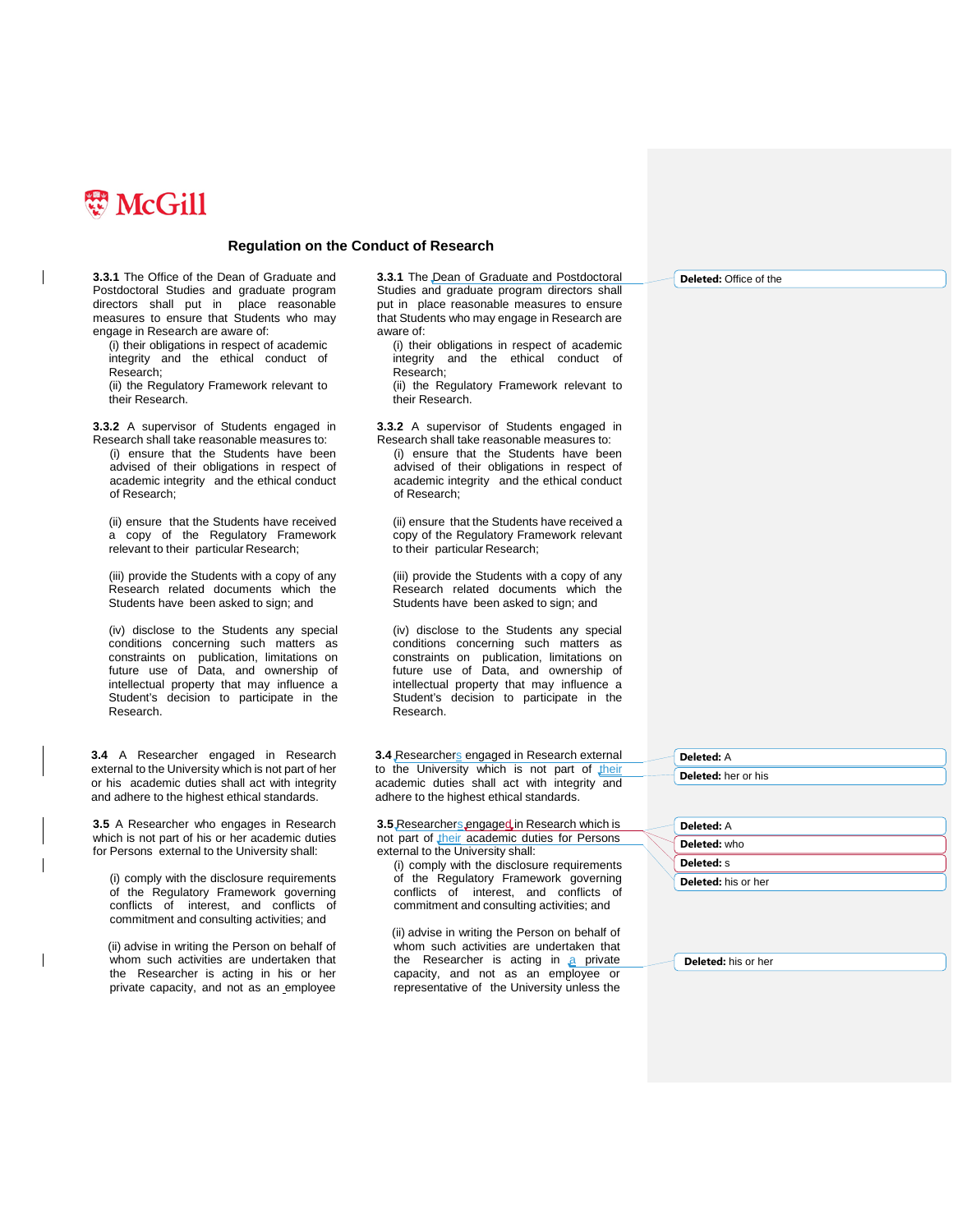McGill

## Regulation on the Conduct of Research

| Current | Proposed | Comments |
|---|---|---|
| **3.3.1** The Office of the Dean of Graduate and Postdoctoral Studies and graduate program directors shall put in place reasonable measures to ensure that Students who may engage in Research are aware of:<br>(i) their obligations in respect of academic integrity and the ethical conduct of Research;<br>(ii) the Regulatory Framework relevant to their Research. | **3.3.1** The Dean of Graduate and Postdoctoral Studies and graduate program directors shall put in place reasonable measures to ensure that Students who may engage in Research are aware of:<br>(i) their obligations in respect of academic integrity and the ethical conduct of Research;<br>(ii) the Regulatory Framework relevant to their Research. | **Deleted:** Office of the |
| **3.3.2** A supervisor of Students engaged in Research shall take reasonable measures to:<br>(i) ensure that the Students have been advised of their obligations in respect of academic integrity and the ethical conduct of Research;<br>(ii) ensure that the Students have received a copy of the Regulatory Framework relevant to their particular Research;<br>(iii) provide the Students with a copy of any Research related documents which the Students have been asked to sign; and<br>(iv) disclose to the Students any special conditions concerning such matters as constraints on publication, limitations on future use of Data, and ownership of intellectual property that may influence a Student's decision to participate in the Research. | **3.3.2** A supervisor of Students engaged in Research shall take reasonable measures to:<br>(i) ensure that the Students have been advised of their obligations in respect of academic integrity and the ethical conduct of Research;<br>(ii) ensure that the Students have received a copy of the Regulatory Framework relevant to their particular Research;<br>(iii) provide the Students with a copy of any Research related documents which the Students have been asked to sign; and<br>(iv) disclose to the Students any special conditions concerning such matters as constraints on publication, limitations on future use of Data, and ownership of intellectual property that may influence a Student's decision to participate in the Research. | |
| **3.4** A Researcher engaged in Research external to the University which is not part of her or his academic duties shall act with integrity and adhere to the highest ethical standards. | **3.4** Researchers engaged in Research external to the University which is not part of their academic duties shall act with integrity and adhere to the highest ethical standards. | **Deleted:** A<br>**Deleted:** her or his |
| **3.5** A Researcher who engages in Research which is not part of his or her academic duties for Persons external to the University shall:<br>(i) comply with the disclosure requirements of the Regulatory Framework governing conflicts of interest, and conflicts of commitment and consulting activities; and<br>(ii) advise in writing the Person on behalf of whom such activities are undertaken that the Researcher is acting in his or her private capacity, and not as an employee | **3.5** Researchers engaged in Research which is not part of their academic duties for Persons external to the University shall:<br>(i) comply with the disclosure requirements of the Regulatory Framework governing conflicts of interest, and conflicts of commitment and consulting activities; and<br>(ii) advise in writing the Person on behalf of whom such activities are undertaken that the Researcher is acting in a private capacity, and not as an employee or representative of the University unless the | **Deleted:** A<br>**Deleted:** who<br>**Deleted:** s<br>**Deleted:** his or her<br>**Deleted:** his or her |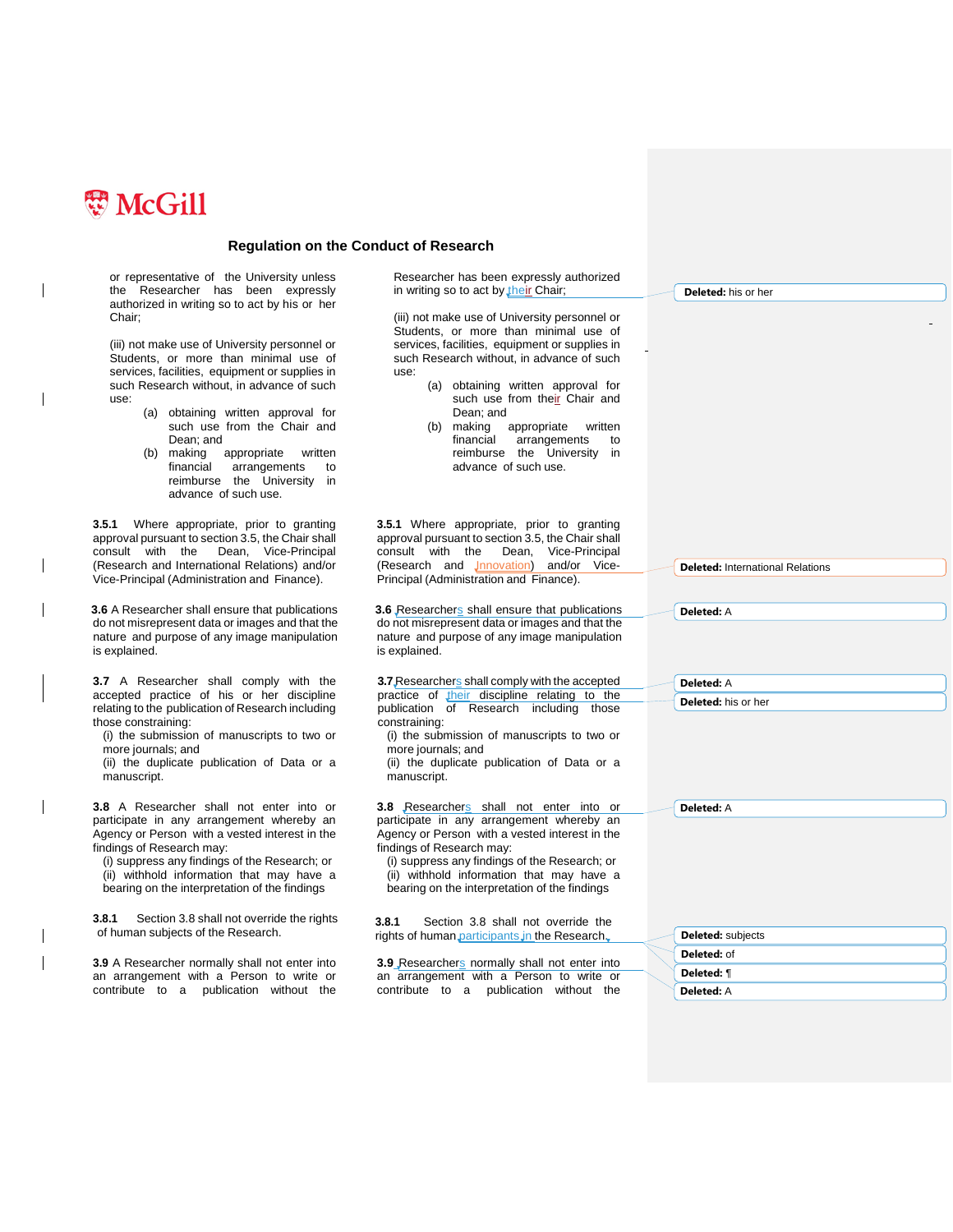## Regulation on the Conduct of Research

| | |
|---|---|
| or representative of the University unless the Researcher has been expressly authorized in writing so to act by his or her Chair; | Researcher has been expressly authorized in writing so to act by their Chair; |
| (iii) not make use of University personnel or Students, or more than minimal use of services, facilities, equipment or supplies in such Research without, in advance of such use: (a) obtaining written approval for such use from the Chair and Dean; and (b) making appropriate written financial arrangements to reimburse the University in advance of such use. | (iii) not make use of University personnel or Students, or more than minimal use of services, facilities, equipment or supplies in such Research without, in advance of such use: (a) obtaining written approval for such use from their Chair and Dean; and (b) making appropriate written financial arrangements to reimburse the University in advance of such use. |
| **3.5.1** Where appropriate, prior to granting approval pursuant to section 3.5, the Chair shall consult with the Dean, Vice-Principal (Research and International Relations) and/or Vice-Principal (Administration and Finance). | **3.5.1** Where appropriate, prior to granting approval pursuant to section 3.5, the Chair shall consult with the Dean, Vice-Principal (Research and Innovation) and/or Vice-Principal (Administration and Finance). |
| **3.6** A Researcher shall ensure that publications do not misrepresent data or images and that the nature and purpose of any image manipulation is explained. | **3.6** Researchers shall ensure that publications do not misrepresent data or images and that the nature and purpose of any image manipulation is explained. |
| **3.7** A Researcher shall comply with the accepted practice of his or her discipline relating to the publication of Research including those constraining: (i) the submission of manuscripts to two or more journals; and (ii) the duplicate publication of Data or a manuscript. | **3.7** Researchers shall comply with the accepted practice of their discipline relating to the publication of Research including those constraining: (i) the submission of manuscripts to two or more journals; and (ii) the duplicate publication of Data or a manuscript. |
| **3.8** A Researcher shall not enter into or participate in any arrangement whereby an Agency or Person with a vested interest in the findings of Research may: (i) suppress any findings of the Research; or (ii) withhold information that may have a bearing on the interpretation of the findings | **3.8** Researchers shall not enter into or participate in any arrangement whereby an Agency or Person with a vested interest in the findings of Research may: (i) suppress any findings of the Research; or (ii) withhold information that may have a bearing on the interpretation of the findings |
| **3.8.1** Section 3.8 shall not override the rights of human subjects of the Research. | **3.8.1** Section 3.8 shall not override the rights of human participants in the Research. |
| **3.9** A Researcher normally shall not enter into an arrangement with a Person to write or contribute to a publication without the | **3.9** Researchers normally shall not enter into an arrangement with a Person to write or contribute to a publication without the |

**Deleted:** his or her
**Deleted:** International Relations
**Deleted:** A
**Deleted:** A
**Deleted:** his or her
**Deleted:** A
**Deleted:** subjects
**Deleted:** of
**Deleted:** ¶
**Deleted:** A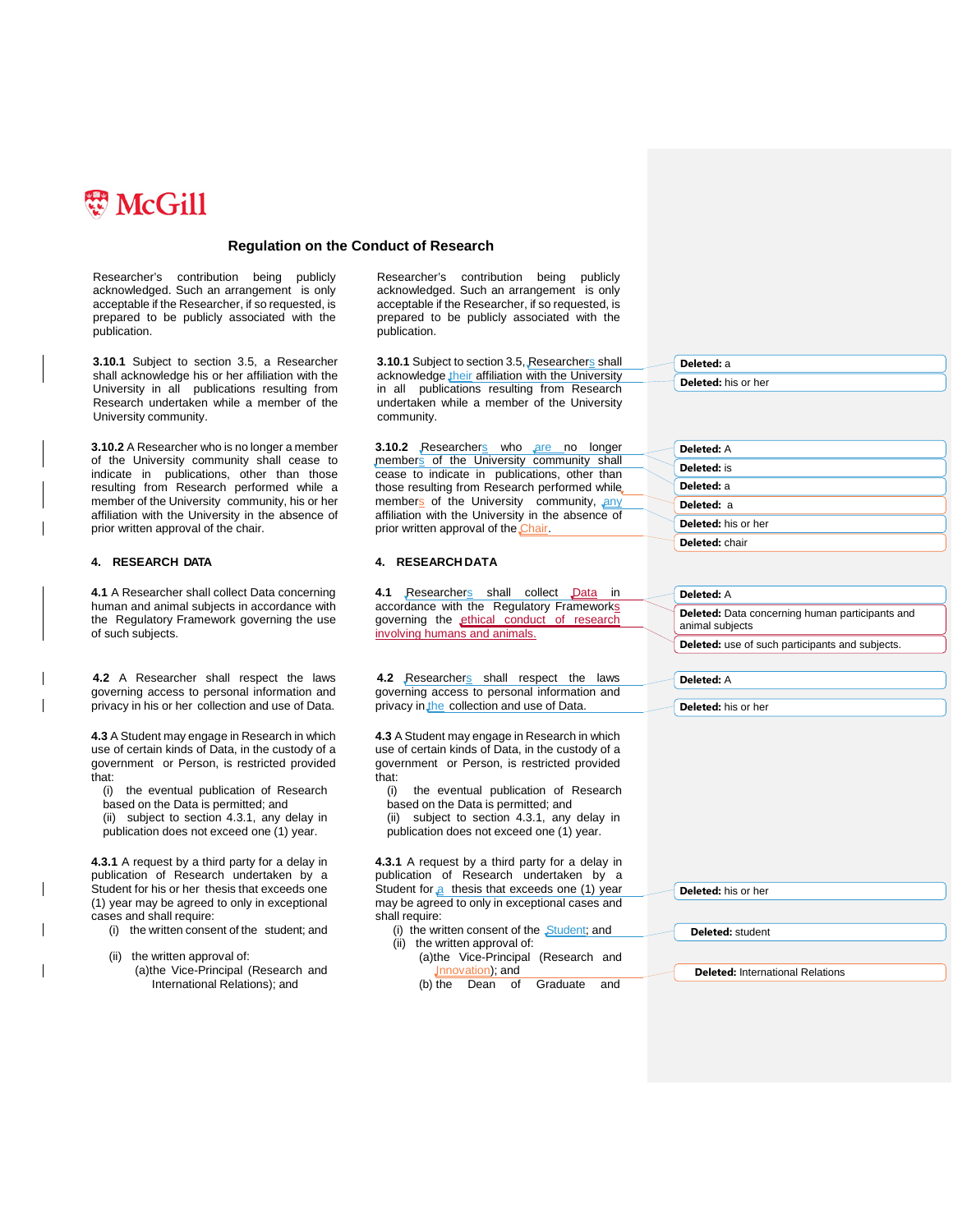McGill

## Regulation on the Conduct of Research

| Current text | Proposed text | Comments |
|---|---|---|
| Researcher's contribution being publicly acknowledged. Such an arrangement is only acceptable if the Researcher, if so requested, is prepared to be publicly associated with the publication. | Researcher's contribution being publicly acknowledged. Such an arrangement is only acceptable if the Researcher, if so requested, is prepared to be publicly associated with the publication. | |
| **3.10.1** Subject to section 3.5, a Researcher shall acknowledge his or her affiliation with the University in all publications resulting from Research undertaken while a member of the University community. | **3.10.1** Subject to section 3.5, Researchers shall acknowledge their affiliation with the University in all publications resulting from Research undertaken while a member of the University community. | **Deleted:** a<br>**Deleted:** his or her |
| **3.10.2** A Researcher who is no longer a member of the University community shall cease to indicate in publications, other than those resulting from Research performed while a member of the University community, his or her affiliation with the University in the absence of prior written approval of the chair. | **3.10.2** Researchers who are no longer members of the University community shall cease to indicate in publications, other than those resulting from Research performed while members of the University community, any affiliation with the University in the absence of prior written approval of the Chair. | **Deleted:** A<br>**Deleted:** is<br>**Deleted:** a<br>**Deleted:** a<br>**Deleted:** his or her<br>**Deleted:** chair |
| **4. RESEARCH DATA** | **4. RESEARCH DATA** | |
| **4.1** A Researcher shall collect Data concerning human and animal subjects in accordance with the Regulatory Framework governing the use of such subjects. | **4.1** Researchers shall collect Data in accordance with the Regulatory Frameworks governing the ethical conduct of research involving humans and animals. | **Deleted:** A<br>**Deleted:** Data concerning human participants and animal subjects<br>**Deleted:** use of such participants and subjects. |
| **4.2** A Researcher shall respect the laws governing access to personal information and privacy in his or her collection and use of Data. | **4.2** Researchers shall respect the laws governing access to personal information and privacy in the collection and use of Data. | **Deleted:** A<br>**Deleted:** his or her |
| **4.3** A Student may engage in Research in which use of certain kinds of Data, in the custody of a government or Person, is restricted provided that:<br>(i) the eventual publication of Research based on the Data is permitted; and<br>(ii) subject to section 4.3.1, any delay in publication does not exceed one (1) year. | **4.3** A Student may engage in Research in which use of certain kinds of Data, in the custody of a government or Person, is restricted provided that:<br>(i) the eventual publication of Research based on the Data is permitted; and<br>(ii) subject to section 4.3.1, any delay in publication does not exceed one (1) year. | |
| **4.3.1** A request by a third party for a delay in publication of Research undertaken by a Student for his or her thesis that exceeds one (1) year may be agreed to only in exceptional cases and shall require:<br>(i) the written consent of the student; and<br>(ii) the written approval of:<br>(a) the Vice-Principal (Research and International Relations); and | **4.3.1** A request by a third party for a delay in publication of Research undertaken by a Student for a thesis that exceeds one (1) year may be agreed to only in exceptional cases and shall require:<br>(i) the written consent of the Student; and<br>(ii) the written approval of:<br>(a) the Vice-Principal (Research and Innovation); and<br>(b) the Dean of Graduate and | **Deleted:** his or her<br>**Deleted:** student<br>**Deleted:** International Relations |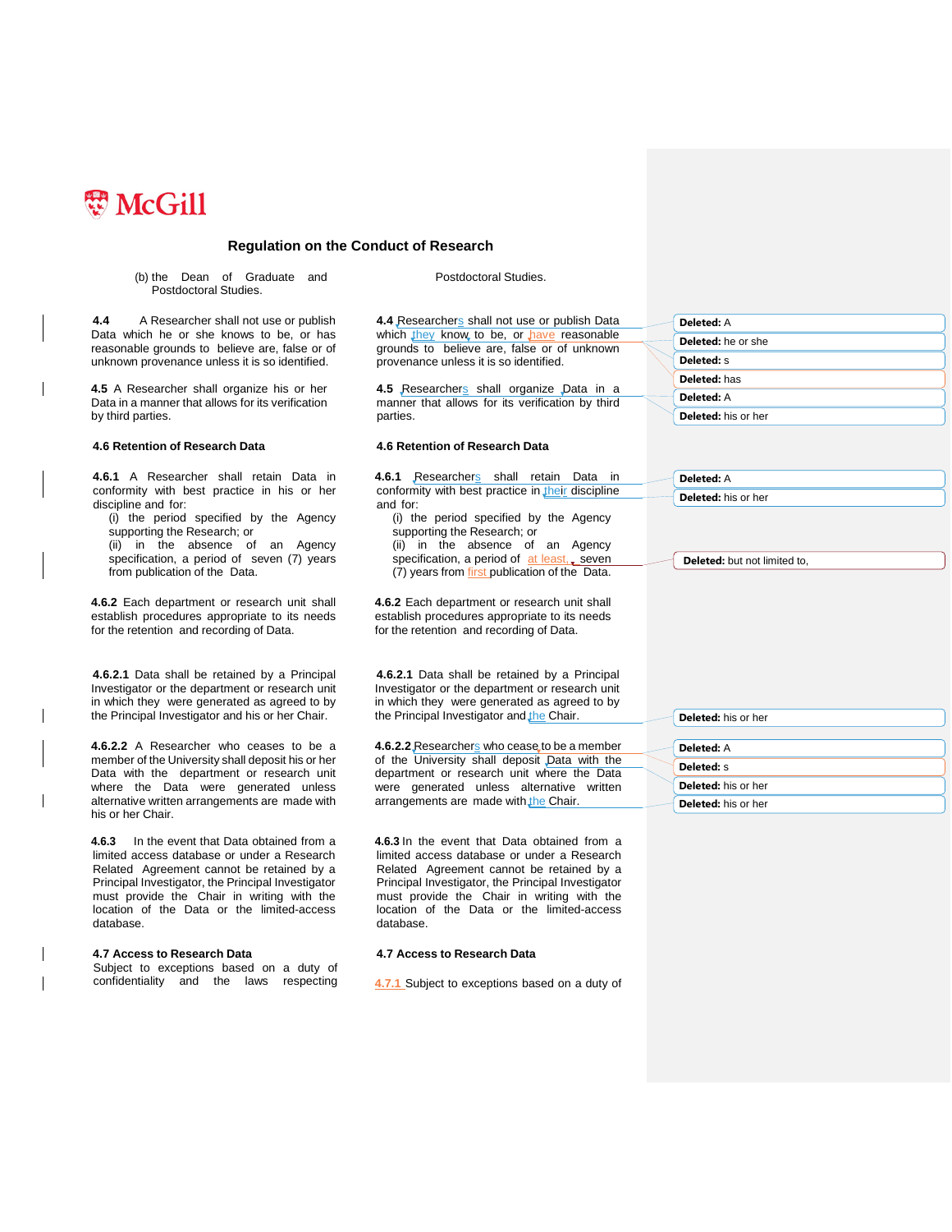# McGill

## Regulation on the Conduct of Research

| Current text | Proposed text | Comments |
|---|---|---|
| (b) the Dean of Graduate and Postdoctoral Studies. | Postdoctoral Studies. | |
| **4.4** A Researcher shall not use or publish Data which he or she knows to be, or has reasonable grounds to believe are, false or of unknown provenance unless it is so identified. | **4.4** Researchers shall not use or publish Data which they know to be, or have reasonable grounds to believe are, false or of unknown provenance unless it is so identified. | **Deleted:** A<br>**Deleted:** he or she<br>**Deleted:** s<br>**Deleted:** has |
| **4.5** A Researcher shall organize his or her Data in a manner that allows for its verification by third parties. | **4.5** Researchers shall organize Data in a manner that allows for its verification by third parties. | **Deleted:** A<br>**Deleted:** his or her |
| **4.6 Retention of Research Data** | **4.6 Retention of Research Data** | |
| **4.6.1** A Researcher shall retain Data in conformity with best practice in his or her discipline and for:<br>(i) the period specified by the Agency supporting the Research; or<br>(ii) in the absence of an Agency specification, a period of seven (7) years from publication of the Data. | **4.6.1** Researchers shall retain Data in conformity with best practice in their discipline and for:<br>(i) the period specified by the Agency supporting the Research; or<br>(ii) in the absence of an Agency specification, a period of at least, seven (7) years from first publication of the Data. | **Deleted:** A<br>**Deleted:** his or her<br>**Deleted:** but not limited to, |
| **4.6.2** Each department or research unit shall establish procedures appropriate to its needs for the retention and recording of Data. | **4.6.2** Each department or research unit shall establish procedures appropriate to its needs for the retention and recording of Data. | |
| **4.6.2.1** Data shall be retained by a Principal Investigator or the department or research unit in which they were generated as agreed to by the Principal Investigator and his or her Chair. | **4.6.2.1** Data shall be retained by a Principal Investigator or the department or research unit in which they were generated as agreed to by the Principal Investigator and the Chair. | **Deleted:** his or her |
| **4.6.2.2** A Researcher who ceases to be a member of the University shall deposit his or her Data with the department or research unit where the Data were generated unless alternative written arrangements are made with his or her Chair. | **4.6.2.2** Researchers who cease to be a member of the University shall deposit Data with the department or research unit where the Data were generated unless alternative written arrangements are made with the Chair. | **Deleted:** A<br>**Deleted:** s<br>**Deleted:** his or her<br>**Deleted:** his or her |
| **4.6.3** In the event that Data obtained from a limited access database or under a Research Related Agreement cannot be retained by a Principal Investigator, the Principal Investigator must provide the Chair in writing with the location of the Data or the limited-access database. | **4.6.3** In the event that Data obtained from a limited access database or under a Research Related Agreement cannot be retained by a Principal Investigator, the Principal Investigator must provide the Chair in writing with the location of the Data or the limited-access database. | |
| **4.7 Access to Research Data**<br>Subject to exceptions based on a duty of confidentiality and the laws respecting | **4.7 Access to Research Data**<br>**4.7.1** Subject to exceptions based on a duty of | |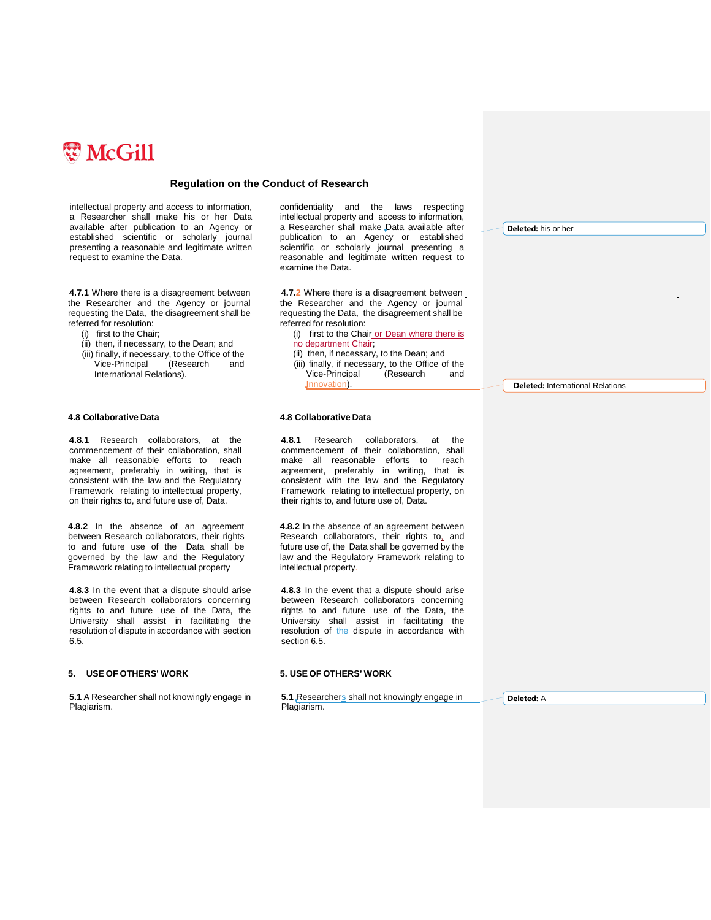## Regulation on the Conduct of Research

| | |
|---|---|
| intellectual property and access to information, a Researcher shall make his or her Data available after publication to an Agency or established scientific or scholarly journal presenting a reasonable and legitimate written request to examine the Data. | confidentiality and the laws respecting intellectual property and access to information, a Researcher shall make Data available after publication to an Agency or established scientific or scholarly journal presenting a reasonable and legitimate written request to examine the Data. |
| **4.7.1** Where there is a disagreement between the Researcher and the Agency or journal requesting the Data, the disagreement shall be referred for resolution: (i) first to the Chair; (ii) then, if necessary, to the Dean; and (iii) finally, if necessary, to the Office of the Vice-Principal (Research and International Relations). | **4.7.2** Where there is a disagreement between the Researcher and the Agency or journal requesting the Data, the disagreement shall be referred for resolution: (i) first to the Chair or Dean where there is no department Chair; (ii) then, if necessary, to the Dean; and (iii) finally, if necessary, to the Office of the Vice-Principal (Research and Innovation). |
| **4.8 Collaborative Data** | **4.8 Collaborative Data** |
| **4.8.1** Research collaborators, at the commencement of their collaboration, shall make all reasonable efforts to reach agreement, preferably in writing, that is consistent with the law and the Regulatory Framework relating to intellectual property, on their rights to, and future use of, Data. | **4.8.1** Research collaborators, at the commencement of their collaboration, shall make all reasonable efforts to reach agreement, preferably in writing, that is consistent with the law and the Regulatory Framework relating to intellectual property, on their rights to, and future use of, Data. |
| **4.8.2** In the absence of an agreement between Research collaborators, their rights to and future use of the Data shall be governed by the law and the Regulatory Framework relating to intellectual property | **4.8.2** In the absence of an agreement between Research collaborators, their rights to, and future use of, the Data shall be governed by the law and the Regulatory Framework relating to intellectual property. |
| **4.8.3** In the event that a dispute should arise between Research collaborators concerning rights to and future use of the Data, the University shall assist in facilitating the resolution of dispute in accordance with section 6.5. | **4.8.3** In the event that a dispute should arise between Research collaborators concerning rights to and future use of the Data, the University shall assist in facilitating the resolution of the dispute in accordance with section 6.5. |
| **5. USE OF OTHERS' WORK** | **5. USE OF OTHERS' WORK** |
| **5.1** A Researcher shall not knowingly engage in Plagiarism. | **5.1** Researchers shall not knowingly engage in Plagiarism. |

**Deleted:** his or her

**Deleted:** International Relations

**Deleted:** A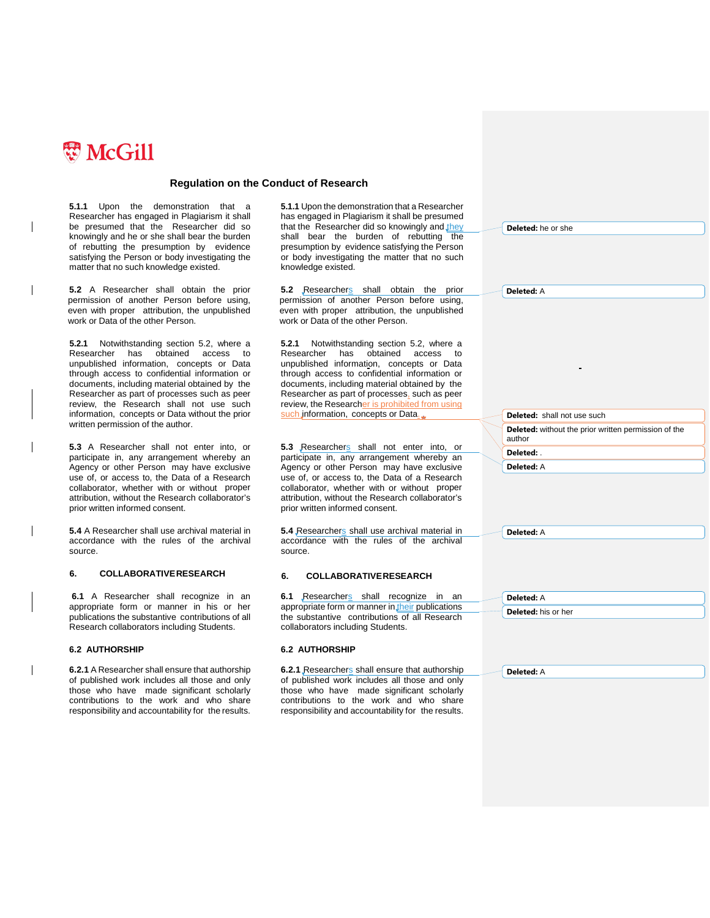# McGill

## Regulation on the Conduct of Research

**5.1.1** Upon the demonstration that a Researcher has engaged in Plagiarism it shall be presumed that the Researcher did so knowingly and he or she shall bear the burden of rebutting the presumption by evidence satisfying the Person or body investigating the matter that no such knowledge existed.

**5.2** A Researcher shall obtain the prior permission of another Person before using, even with proper attribution, the unpublished work or Data of the other Person.

**5.2.1** Notwithstanding section 5.2, where a Researcher has obtained access to unpublished information, concepts or Data through access to confidential information or documents, including material obtained by the Researcher as part of processes such as peer review, the Research shall not use such information, concepts or Data without the prior written permission of the author.

**5.3** A Researcher shall not enter into, or participate in, any arrangement whereby an Agency or other Person may have exclusive use of, or access to, the Data of a Research collaborator, whether with or without proper attribution, without the Research collaborator's prior written informed consent.

**5.4** A Researcher shall use archival material in accordance with the rules of the archival source.

**6. COLLABORATIVE RESEARCH**

**6.1** A Researcher shall recognize in an appropriate form or manner in his or her publications the substantive contributions of all Research collaborators including Students.

**6.2 AUTHORSHIP**

**6.2.1** A Researcher shall ensure that authorship of published work includes all those and only those who have made significant scholarly contributions to the work and who share responsibility and accountability for the results.

---

**5.1.1** Upon the demonstration that a Researcher has engaged in Plagiarism it shall be presumed that the Researcher did so knowingly and they shall bear the burden of rebutting the presumption by evidence satisfying the Person or body investigating the matter that no such knowledge existed.

**5.2** Researchers shall obtain the prior permission of another Person before using, even with proper attribution, the unpublished work or Data of the other Person.

**5.2.1** Notwithstanding section 5.2, where a Researcher has obtained access to unpublished information, concepts or Data through access to confidential information or documents, including material obtained by the Researcher as part of processes, such as peer review, the Researcher is prohibited from using such information, concepts or Data.

**5.3** Researchers shall not enter into, or participate in, any arrangement whereby an Agency or other Person may have exclusive use of, or access to, the Data of a Research collaborator, whether with or without proper attribution, without the Research collaborator's prior written informed consent.

**5.4** Researchers shall use archival material in accordance with the rules of the archival source.

**6. COLLABORATIVE RESEARCH**

**6.1** Researchers shall recognize in an appropriate form or manner in their publications the substantive contributions of all Research collaborators including Students.

**6.2 AUTHORSHIP**

**6.2.1** Researchers shall ensure that authorship of published work includes all those and only those who have made significant scholarly contributions to the work and who share responsibility and accountability for the results.

---

**Deleted:** he or she

**Deleted:** A

**Deleted:** shall not use such

**Deleted:** without the prior written permission of the author

**Deleted:** .

**Deleted:** A

**Deleted:** A

**Deleted:** A

**Deleted:** his or her

**Deleted:** A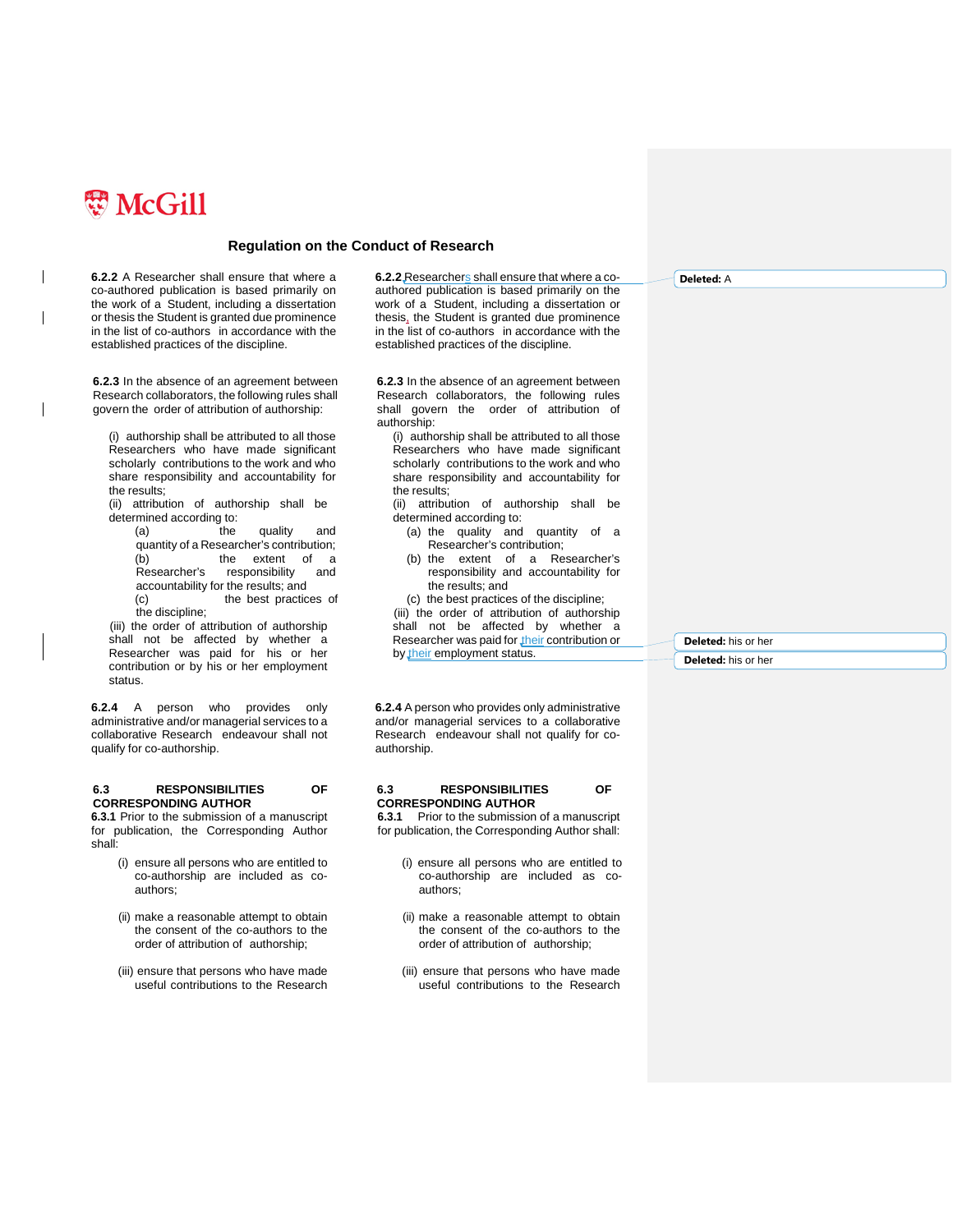## Regulation on the Conduct of Research

| Current | Proposed |
|---|---|
| **6.2.2** A Researcher shall ensure that where a co-authored publication is based primarily on the work of a Student, including a dissertation or thesis the Student is granted due prominence in the list of co-authors in accordance with the established practices of the discipline. | **6.2.2** Researchers shall ensure that where a co-authored publication is based primarily on the work of a Student, including a dissertation or thesis, the Student is granted due prominence in the list of co-authors in accordance with the established practices of the discipline. |
| **6.2.3** In the absence of an agreement between Research collaborators, the following rules shall govern the order of attribution of authorship: (i) authorship shall be attributed to all those Researchers who have made significant scholarly contributions to the work and who share responsibility and accountability for the results; (ii) attribution of authorship shall be determined according to: (a) the quality and quantity of a Researcher's contribution; (b) the extent of a Researcher's responsibility and accountability for the results; and (c) the best practices of the discipline; (iii) the order of attribution of authorship shall not be affected by whether a Researcher was paid for his or her contribution or by his or her employment status. | **6.2.3** In the absence of an agreement between Research collaborators, the following rules shall govern the order of attribution of authorship: (i) authorship shall be attributed to all those Researchers who have made significant scholarly contributions to the work and who share responsibility and accountability for the results; (ii) attribution of authorship shall be determined according to: (a) the quality and quantity of a Researcher's contribution; (b) the extent of a Researcher's responsibility and accountability for the results; and (c) the best practices of the discipline; (iii) the order of attribution of authorship shall not be affected by whether a Researcher was paid for their contribution or by their employment status. |
| **6.2.4** A person who provides only administrative and/or managerial services to a collaborative Research endeavour shall not qualify for co-authorship. | **6.2.4** A person who provides only administrative and/or managerial services to a collaborative Research endeavour shall not qualify for co-authorship. |
| **6.3 RESPONSIBILITIES OF CORRESPONDING AUTHOR** | **6.3 RESPONSIBILITIES OF CORRESPONDING AUTHOR** |
| **6.3.1** Prior to the submission of a manuscript for publication, the Corresponding Author shall: (i) ensure all persons who are entitled to co-authorship are included as co-authors; (ii) make a reasonable attempt to obtain the consent of the co-authors to the order of attribution of authorship; (iii) ensure that persons who have made useful contributions to the Research | **6.3.1** Prior to the submission of a manuscript for publication, the Corresponding Author shall: (i) ensure all persons who are entitled to co-authorship are included as co-authors; (ii) make a reasonable attempt to obtain the consent of the co-authors to the order of attribution of authorship; (iii) ensure that persons who have made useful contributions to the Research |

Comments:
- **Deleted:** A
- **Deleted:** his or her
- **Deleted:** his or her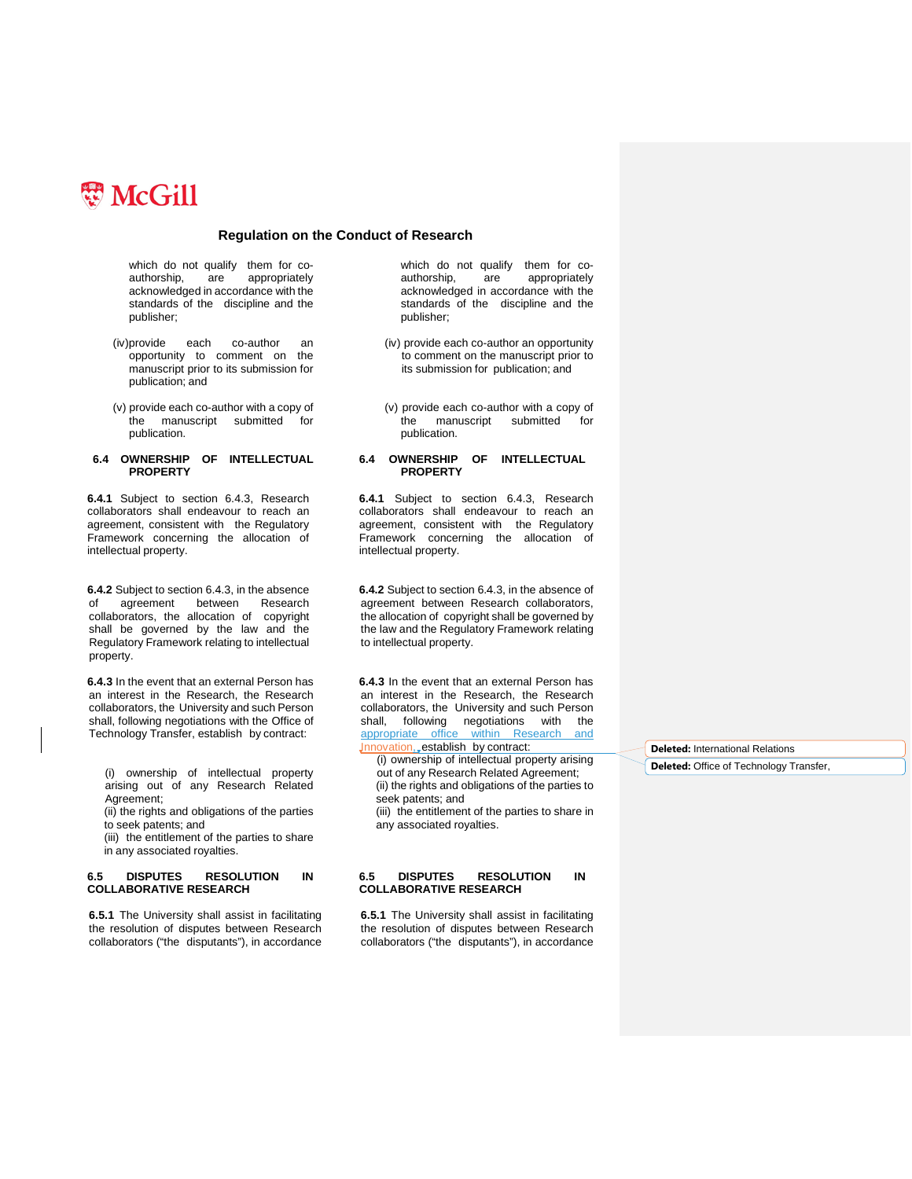# Regulation on the Conduct of Research

| | |
|---|---|
| which do not qualify them for co-authorship, are appropriately acknowledged in accordance with the standards of the discipline and the publisher; | which do not qualify them for co-authorship, are appropriately acknowledged in accordance with the standards of the discipline and the publisher; |
| (iv)provide each co-author an opportunity to comment on the manuscript prior to its submission for publication; and | (iv) provide each co-author an opportunity to comment on the manuscript prior to its submission for publication; and |
| (v) provide each co-author with a copy of the manuscript submitted for publication. | (v) provide each co-author with a copy of the manuscript submitted for publication. |
| **6.4 OWNERSHIP OF INTELLECTUAL PROPERTY** | **6.4 OWNERSHIP OF INTELLECTUAL PROPERTY** |
| **6.4.1** Subject to section 6.4.3, Research collaborators shall endeavour to reach an agreement, consistent with the Regulatory Framework concerning the allocation of intellectual property. | **6.4.1** Subject to section 6.4.3, Research collaborators shall endeavour to reach an agreement, consistent with the Regulatory Framework concerning the allocation of intellectual property. |
| **6.4.2** Subject to section 6.4.3, in the absence of agreement between Research collaborators, the allocation of copyright shall be governed by the law and the Regulatory Framework relating to intellectual property. | **6.4.2** Subject to section 6.4.3, in the absence of agreement between Research collaborators, the allocation of copyright shall be governed by the law and the Regulatory Framework relating to intellectual property. |
| **6.4.3** In the event that an external Person has an interest in the Research, the Research collaborators, the University and such Person shall, following negotiations with the Office of Technology Transfer, establish by contract: | **6.4.3** In the event that an external Person has an interest in the Research, the Research collaborators, the University and such Person shall, following negotiations with the appropriate office within Research and Innovation, establish by contract: |
| (i) ownership of intellectual property arising out of any Research Related Agreement;<br>(ii) the rights and obligations of the parties to seek patents; and<br>(iii) the entitlement of the parties to share in any associated royalties. | (i) ownership of intellectual property arising out of any Research Related Agreement;<br>(ii) the rights and obligations of the parties to seek patents; and<br>(iii) the entitlement of the parties to share in any associated royalties. |
| **6.5 DISPUTES RESOLUTION IN COLLABORATIVE RESEARCH** | **6.5 DISPUTES RESOLUTION IN COLLABORATIVE RESEARCH** |
| **6.5.1** The University shall assist in facilitating the resolution of disputes between Research collaborators ("the disputants"), in accordance | **6.5.1** The University shall assist in facilitating the resolution of disputes between Research collaborators ("the disputants"), in accordance |

**Deleted:** International Relations

**Deleted:** Office of Technology Transfer,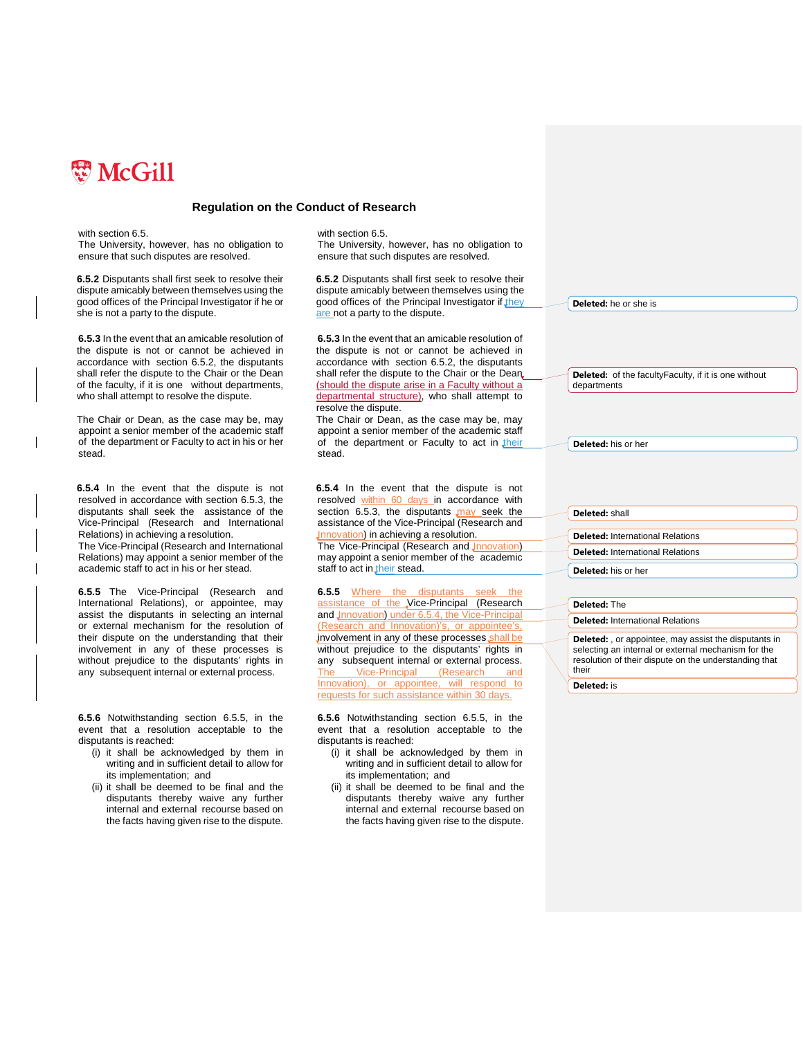**McGill**

## Regulation on the Conduct of Research

| Current text | Proposed text | Comments |
|---|---|---|
| with section 6.5. The University, however, has no obligation to ensure that such disputes are resolved. | with section 6.5. The University, however, has no obligation to ensure that such disputes are resolved. | |
| **6.5.2** Disputants shall first seek to resolve their dispute amicably between themselves using the good offices of the Principal Investigator if he or she is not a party to the dispute. | **6.5.2** Disputants shall first seek to resolve their dispute amicably between themselves using the good offices of the Principal Investigator if they are not a party to the dispute. | **Deleted:** he or she is |
| **6.5.3** In the event that an amicable resolution of the dispute is not or cannot be achieved in accordance with section 6.5.2, the disputants shall refer the dispute to the Chair or the Dean of the faculty, if it is one without departments, who shall attempt to resolve the dispute. | **6.5.3** In the event that an amicable resolution of the dispute is not or cannot be achieved in accordance with section 6.5.2, the disputants shall refer the dispute to the Chair or the Dean (should the dispute arise in a Faculty without a departmental structure), who shall attempt to resolve the dispute. | **Deleted:** of the facultyFaculty, if it is one without departments |
| The Chair or Dean, as the case may be, may appoint a senior member of the academic staff of the department or Faculty to act in his or her stead. | The Chair or Dean, as the case may be, may appoint a senior member of the academic staff of the department or Faculty to act in their stead. | **Deleted:** his or her |
| **6.5.4** In the event that the dispute is not resolved in accordance with section 6.5.3, the disputants shall seek the assistance of the Vice-Principal (Research and International Relations) in achieving a resolution. The Vice-Principal (Research and International Relations) may appoint a senior member of the academic staff to act in his or her stead. | **6.5.4** In the event that the dispute is not resolved within 60 days in accordance with section 6.5.3, the disputants may seek the assistance of the Vice-Principal (Research and Innovation) in achieving a resolution. The Vice-Principal (Research and Innovation) may appoint a senior member of the academic staff to act in their stead. | **Deleted:** shall<br>**Deleted:** International Relations<br>**Deleted:** International Relations<br>**Deleted:** his or her |
| **6.5.5** The Vice-Principal (Research and International Relations), or appointee, may assist the disputants in selecting an internal or external mechanism for the resolution of their dispute on the understanding that their involvement in any of these processes is without prejudice to the disputants' rights in any subsequent internal or external process. | **6.5.5** Where the disputants seek the assistance of the Vice-Principal (Research and Innovation) under 6.5.4, the Vice-Principal (Research and Innovation)'s, or appointee's, involvement in any of these processes shall be without prejudice to the disputants' rights in any subsequent internal or external process. The Vice-Principal (Research and Innovation), or appointee, will respond to requests for such assistance within 30 days. | **Deleted:** The<br>**Deleted:** International Relations<br>**Deleted:** , or appointee, may assist the disputants in selecting an internal or external mechanism for the resolution of their dispute on the understanding that their<br>**Deleted:** is |
| **6.5.6** Notwithstanding section 6.5.5, in the event that a resolution acceptable to the disputants is reached:<br>(i) it shall be acknowledged by them in writing and in sufficient detail to allow for its implementation; and<br>(ii) it shall be deemed to be final and the disputants thereby waive any further internal and external recourse based on the facts having given rise to the dispute. | **6.5.6** Notwithstanding section 6.5.5, in the event that a resolution acceptable to the disputants is reached:<br>(i) it shall be acknowledged by them in writing and in sufficient detail to allow for its implementation; and<br>(ii) it shall be deemed to be final and the disputants thereby waive any further internal and external recourse based on the facts having given rise to the dispute. | |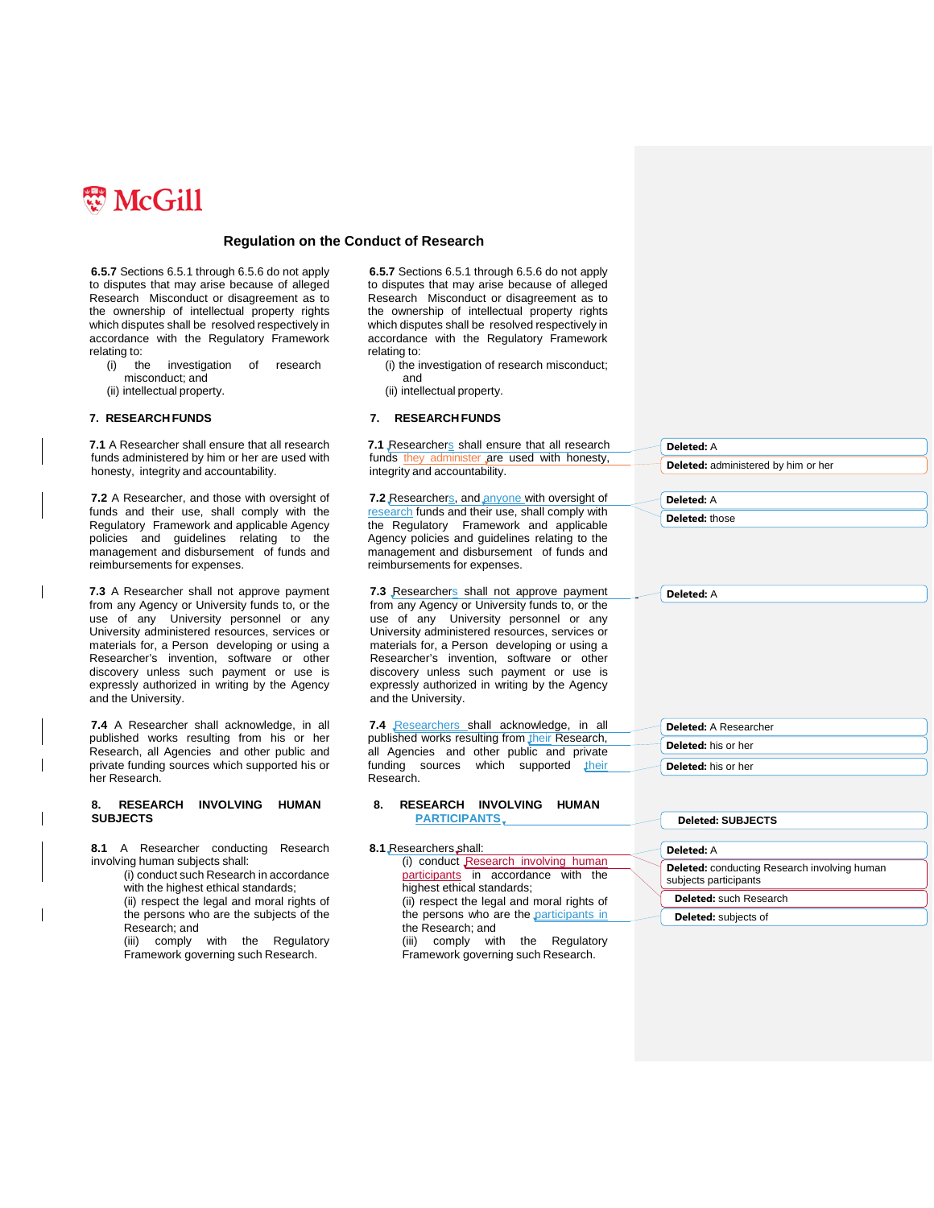# Regulation on the Conduct of Research

| Current | Proposed | Comments |
|---|---|---|
| **6.5.7** Sections 6.5.1 through 6.5.6 do not apply to disputes that may arise because of alleged Research Misconduct or disagreement as to the ownership of intellectual property rights which disputes shall be resolved respectively in accordance with the Regulatory Framework relating to:<br>(i) the investigation of research misconduct; and<br>(ii) intellectual property. | **6.5.7** Sections 6.5.1 through 6.5.6 do not apply to disputes that may arise because of alleged Research Misconduct or disagreement as to the ownership of intellectual property rights which disputes shall be resolved respectively in accordance with the Regulatory Framework relating to:<br>(i) the investigation of research misconduct; and<br>(ii) intellectual property. | |
| **7. RESEARCH FUNDS** | **7. RESEARCH FUNDS** | |
| **7.1** A Researcher shall ensure that all research funds administered by him or her are used with honesty, integrity and accountability. | **7.1** Researchers shall ensure that all research funds they administer are used with honesty, integrity and accountability. | **Deleted:** A<br>**Deleted:** administered by him or her |
| **7.2** A Researcher, and those with oversight of funds and their use, shall comply with the Regulatory Framework and applicable Agency policies and guidelines relating to the management and disbursement of funds and reimbursements for expenses. | **7.2** Researchers, and anyone with oversight of research funds and their use, shall comply with the Regulatory Framework and applicable Agency policies and guidelines relating to the management and disbursement of funds and reimbursements for expenses. | **Deleted:** A<br>**Deleted:** those |
| **7.3** A Researcher shall not approve payment from any Agency or University funds to, or the use of any University personnel or any University administered resources, services or materials for, a Person developing or using a Researcher's invention, software or other discovery unless such payment or use is expressly authorized in writing by the Agency and the University. | **7.3** Researchers shall not approve payment from any Agency or University funds to, or the use of any University personnel or any University administered resources, services or materials for, a Person developing or using a Researcher's invention, software or other discovery unless such payment or use is expressly authorized in writing by the Agency and the University. | **Deleted:** A |
| **7.4** A Researcher shall acknowledge, in all published works resulting from his or her Research, all Agencies and other public and private funding sources which supported his or her Research. | **7.4** Researchers shall acknowledge, in all published works resulting from their Research, all Agencies and other public and private funding sources which supported their Research. | **Deleted:** A Researcher<br>**Deleted:** his or her<br>**Deleted:** his or her |
| **8. RESEARCH INVOLVING HUMAN SUBJECTS** | **8. RESEARCH INVOLVING HUMAN PARTICIPANTS** | **Deleted:** SUBJECTS |
| **8.1** A Researcher conducting Research involving human subjects shall:<br>(i) conduct such Research in accordance with the highest ethical standards;<br>(ii) respect the legal and moral rights of the persons who are the subjects of the Research; and<br>(iii) comply with the Regulatory Framework governing such Research. | **8.1** Researchers shall:<br>(i) conduct Research involving human participants in accordance with the highest ethical standards;<br>(ii) respect the legal and moral rights of the persons who are the participants in the Research; and<br>(iii) comply with the Regulatory Framework governing such Research. | **Deleted:** A<br>**Deleted:** conducting Research involving human subjects participants<br>**Deleted:** such Research<br>**Deleted:** subjects of |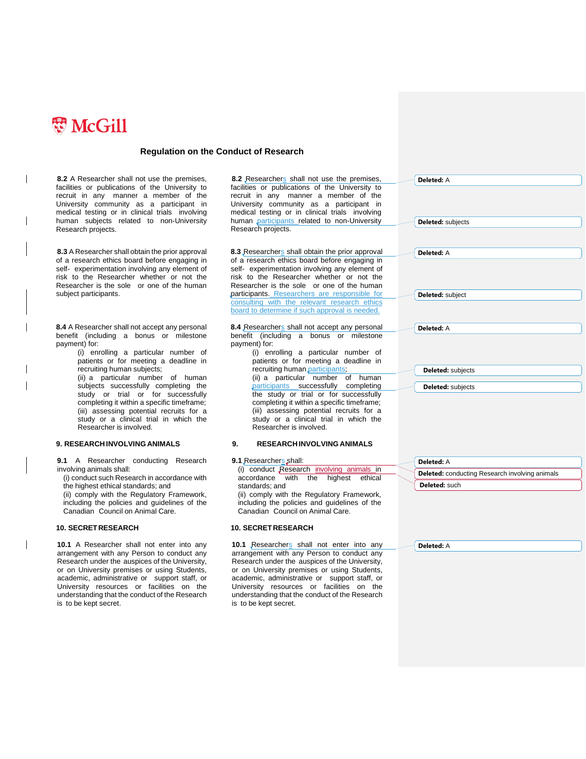# Regulation on the Conduct of Research

| Current | Proposed | Comments |
|---|---|---|
| **8.2** A Researcher shall not use the premises, facilities or publications of the University to recruit in any manner a member of the University community as a participant in medical testing or in clinical trials involving human subjects related to non-University Research projects. | **8.2** Researchers shall not use the premises, facilities or publications of the University to recruit in any manner a member of the University community as a participant in medical testing or in clinical trials involving human participants related to non-University Research projects. | **Deleted:** A<br>**Deleted:** subjects |
| **8.3** A Researcher shall obtain the prior approval of a research ethics board before engaging in self- experimentation involving any element of risk to the Researcher whether or not the Researcher is the sole or one of the human subject participants. | **8.3** Researchers shall obtain the prior approval of a research ethics board before engaging in self- experimentation involving any element of risk to the Researcher whether or not the Researcher is the sole or one of the human participants. Researchers are responsible for consulting with the relevant research ethics board to determine if such approval is needed. | **Deleted:** A<br>**Deleted:** subject |
| **8.4** A Researcher shall not accept any personal benefit (including a bonus or milestone payment) for:<br>(i) enrolling a particular number of patients or for meeting a deadline in recruiting human subjects;<br>(ii) a particular number of human subjects successfully completing the study or trial or for successfully completing it within a specific timeframe;<br>(iii) assessing potential recruits for a study or a clinical trial in which the Researcher is involved. | **8.4** Researchers shall not accept any personal benefit (including a bonus or milestone payment) for:<br>(i) enrolling a particular number of patients or for meeting a deadline in recruiting human participants;<br>(ii) a particular number of human participants successfully completing the study or trial or for successfully completing it within a specific timeframe;<br>(iii) assessing potential recruits for a study or a clinical trial in which the Researcher is involved. | **Deleted:** A<br>**Deleted:** subjects<br>**Deleted:** subjects |
| **9. RESEARCH INVOLVING ANIMALS** | **9. RESEARCH INVOLVING ANIMALS** | |
| **9.1** A Researcher conducting Research involving animals shall:<br>(i) conduct such Research in accordance with the highest ethical standards; and<br>(ii) comply with the Regulatory Framework, including the policies and guidelines of the Canadian Council on Animal Care. | **9.1** Researchers shall:<br>(i) conduct Research involving animals in accordance with the highest ethical standards; and<br>(ii) comply with the Regulatory Framework, including the policies and guidelines of the Canadian Council on Animal Care. | **Deleted:** A<br>**Deleted:** conducting Research involving animals<br>**Deleted:** such |
| **10. SECRET RESEARCH** | **10. SECRET RESEARCH** | |
| **10.1** A Researcher shall not enter into any arrangement with any Person to conduct any Research under the auspices of the University, or on University premises or using Students, academic, administrative or support staff, or University resources or facilities on the understanding that the conduct of the Research is to be kept secret. | **10.1** Researchers shall not enter into any arrangement with any Person to conduct any Research under the auspices of the University, or on University premises or using Students, academic, administrative or support staff, or University resources or facilities on the understanding that the conduct of the Research is to be kept secret. | **Deleted:** A |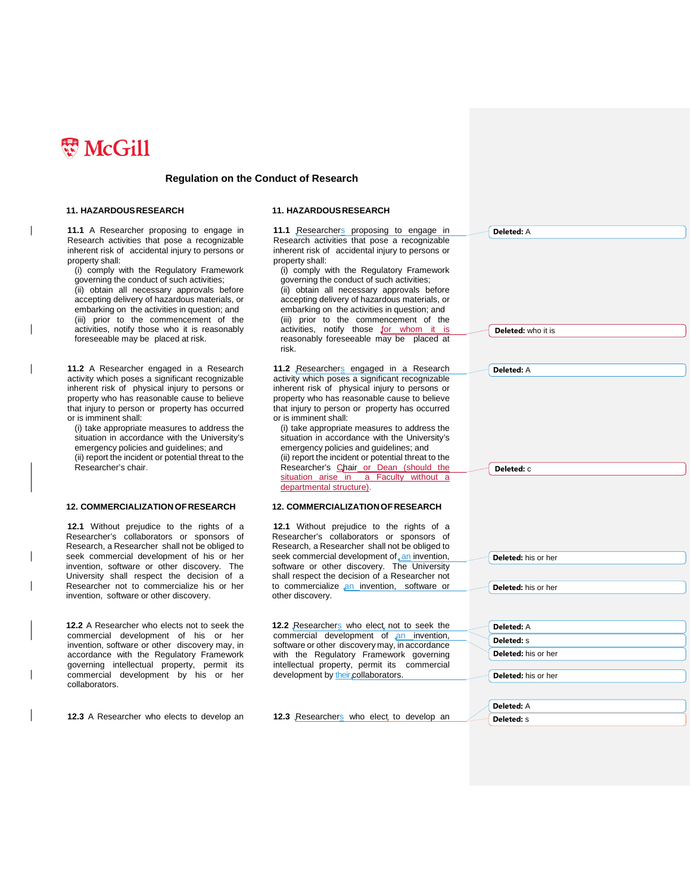**McGill**

## Regulation on the Conduct of Research

| Current | Proposed | Comments |
|---|---|---|
| **11. HAZARDOUS RESEARCH** | **11. HAZARDOUS RESEARCH** | |
| **11.1** A Researcher proposing to engage in Research activities that pose a recognizable inherent risk of accidental injury to persons or property shall:<br>(i) comply with the Regulatory Framework governing the conduct of such activities;<br>(ii) obtain all necessary approvals before accepting delivery of hazardous materials, or embarking on the activities in question; and<br>(iii) prior to the commencement of the activities, notify those who it is reasonably foreseeable may be placed at risk. | **11.1** Researchers proposing to engage in Research activities that pose a recognizable inherent risk of accidental injury to persons or property shall:<br>(i) comply with the Regulatory Framework governing the conduct of such activities;<br>(ii) obtain all necessary approvals before accepting delivery of hazardous materials, or embarking on the activities in question; and<br>(iii) prior to the commencement of the activities, notify those for whom it is reasonably foreseeable may be placed at risk. | **Deleted:** A<br>**Deleted:** who it is |
| **11.2** A Researcher engaged in a Research activity which poses a significant recognizable inherent risk of physical injury to persons or property who has reasonable cause to believe that injury to person or property has occurred or is imminent shall:<br>(i) take appropriate measures to address the situation in accordance with the University's emergency policies and guidelines; and<br>(ii) report the incident or potential threat to the Researcher's chair. | **11.2** Researchers engaged in a Research activity which poses a significant recognizable inherent risk of physical injury to persons or property who has reasonable cause to believe that injury to person or property has occurred or is imminent shall:<br>(i) take appropriate measures to address the situation in accordance with the University's emergency policies and guidelines; and<br>(ii) report the incident or potential threat to the Researcher's Chair or Dean (should the situation arise in a Faculty without a departmental structure). | **Deleted:** A<br>**Deleted:** c |
| **12. COMMERCIALIZATION OF RESEARCH** | **12. COMMERCIALIZATION OF RESEARCH** | |
| **12.1** Without prejudice to the rights of a Researcher's collaborators or sponsors of Research, a Researcher shall not be obliged to seek commercial development of his or her invention, software or other discovery. The University shall respect the decision of a Researcher not to commercialize his or her invention, software or other discovery. | **12.1** Without prejudice to the rights of a Researcher's collaborators or sponsors of Research, a Researcher shall not be obliged to seek commercial development of an invention, software or other discovery. The University shall respect the decision of a Researcher not to commercialize an invention, software or other discovery. | **Deleted:** his or her<br>**Deleted:** his or her |
| **12.2** A Researcher who elects not to seek the commercial development of his or her invention, software or other discovery may, in accordance with the Regulatory Framework governing intellectual property, permit its commercial development by his or her collaborators. | **12.2** Researchers who elect not to seek the commercial development of an invention, software or other discovery may, in accordance with the Regulatory Framework governing intellectual property, permit its commercial development by their collaborators. | **Deleted:** A<br>**Deleted:** s<br>**Deleted:** his or her<br>**Deleted:** his or her |
| **12.3** A Researcher who elects to develop an | **12.3** Researchers who elect to develop an | **Deleted:** A<br>**Deleted:** s |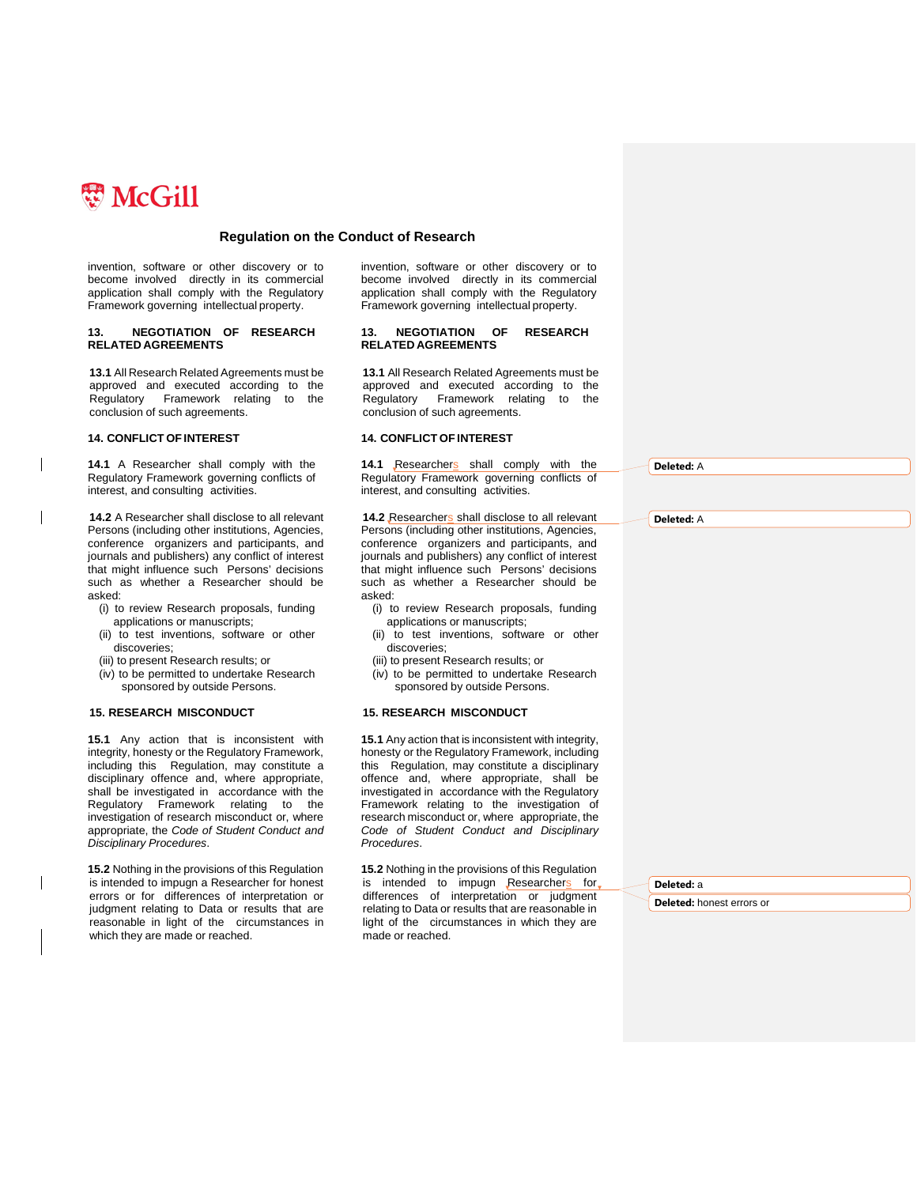## Regulation on the Conduct of Research

| | |
|---|---|
| invention, software or other discovery or to become involved directly in its commercial application shall comply with the Regulatory Framework governing intellectual property. | invention, software or other discovery or to become involved directly in its commercial application shall comply with the Regulatory Framework governing intellectual property. |
| **13. NEGOTIATION OF RESEARCH RELATED AGREEMENTS** | **13. NEGOTIATION OF RESEARCH RELATED AGREEMENTS** |
| **13.1** All Research Related Agreements must be approved and executed according to the Regulatory Framework relating to the conclusion of such agreements. | **13.1** All Research Related Agreements must be approved and executed according to the Regulatory Framework relating to the conclusion of such agreements. |
| **14. CONFLICT OF INTEREST** | **14. CONFLICT OF INTEREST** |
| **14.1** A Researcher shall comply with the Regulatory Framework governing conflicts of interest, and consulting activities. | **14.1** Researchers shall comply with the Regulatory Framework governing conflicts of interest, and consulting activities. |
| **14.2** A Researcher shall disclose to all relevant Persons (including other institutions, Agencies, conference organizers and participants, and journals and publishers) any conflict of interest that might influence such Persons' decisions such as whether a Researcher should be asked:<br>(i) to review Research proposals, funding applications or manuscripts;<br>(ii) to test inventions, software or other discoveries;<br>(iii) to present Research results; or<br>(iv) to be permitted to undertake Research sponsored by outside Persons. | **14.2** Researchers shall disclose to all relevant Persons (including other institutions, Agencies, conference organizers and participants, and journals and publishers) any conflict of interest that might influence such Persons' decisions such as whether a Researcher should be asked:<br>(i) to review Research proposals, funding applications or manuscripts;<br>(ii) to test inventions, software or other discoveries;<br>(iii) to present Research results; or<br>(iv) to be permitted to undertake Research sponsored by outside Persons. |
| **15. RESEARCH MISCONDUCT** | **15. RESEARCH MISCONDUCT** |
| **15.1** Any action that is inconsistent with integrity, honesty or the Regulatory Framework, including this Regulation, may constitute a disciplinary offence and, where appropriate, shall be investigated in accordance with the Regulatory Framework relating to the investigation of research misconduct or, where appropriate, the *Code of Student Conduct and Disciplinary Procedures*. | **15.1** Any action that is inconsistent with integrity, honesty or the Regulatory Framework, including this Regulation, may constitute a disciplinary offence and, where appropriate, shall be investigated in accordance with the Regulatory Framework relating to the investigation of research misconduct or, where appropriate, the *Code of Student Conduct and Disciplinary Procedures*. |
| **15.2** Nothing in the provisions of this Regulation is intended to impugn a Researcher for honest errors or for differences of interpretation or judgment relating to Data or results that are reasonable in light of the circumstances in which they are made or reached. | **15.2** Nothing in the provisions of this Regulation is intended to impugn Researchers for differences of interpretation or judgment relating to Data or results that are reasonable in light of the circumstances in which they are made or reached. |

Deleted: A

Deleted: A

Deleted: a

Deleted: honest errors or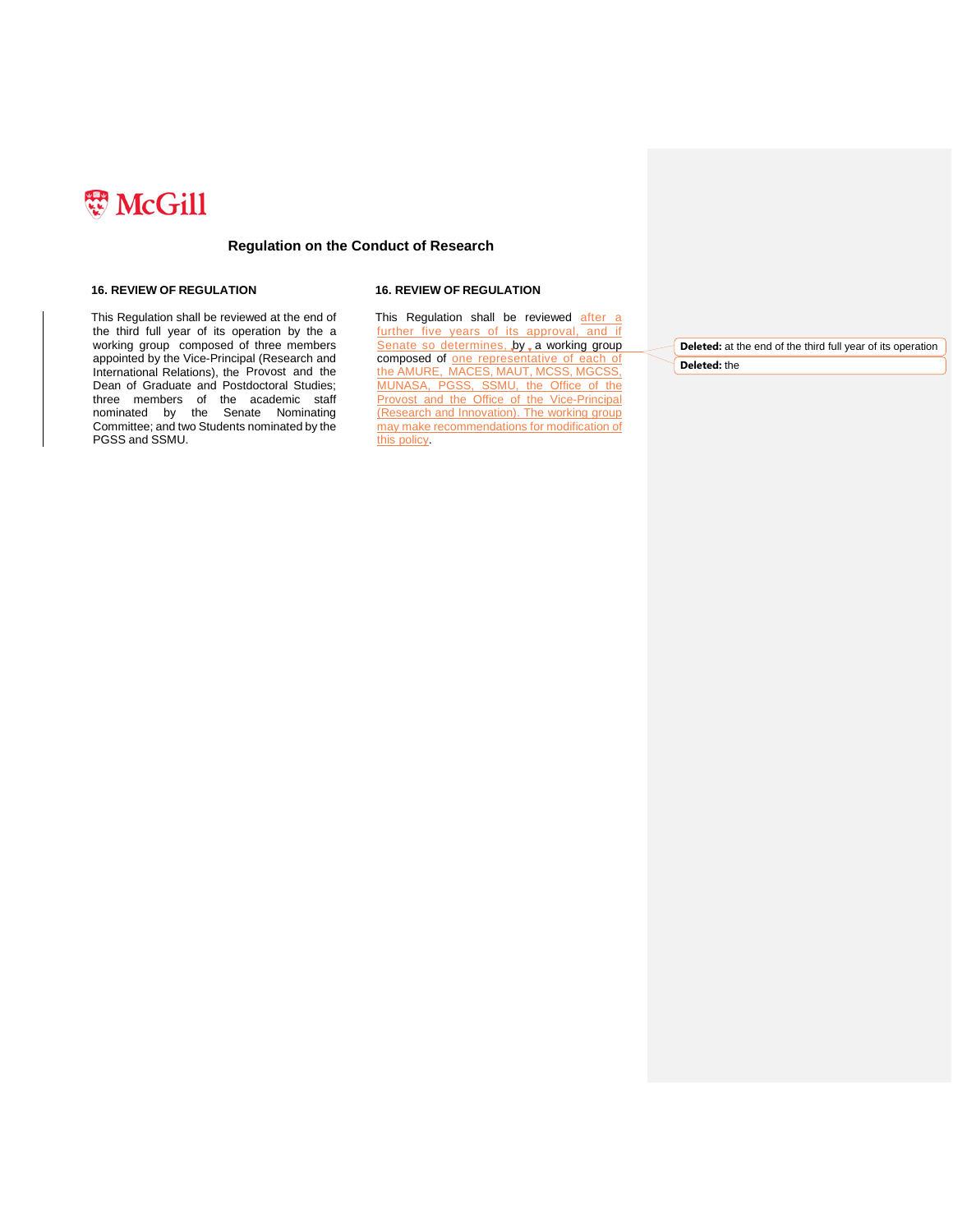## Regulation on the Conduct of Research

| 16. REVIEW OF REGULATION | 16. REVIEW OF REGULATION |
|---|---|
| This Regulation shall be reviewed at the end of the third full year of its operation by the a working group composed of three members appointed by the Vice-Principal (Research and International Relations), the Provost and the Dean of Graduate and Postdoctoral Studies; three members of the academic staff nominated by the Senate Nominating Committee; and two Students nominated by the PGSS and SSMU. | This Regulation shall be reviewed after a further five years of its approval, and if Senate so determines, by a working group composed of one representative of each of the AMURE, MACES, MAUT, MCSS, MGCSS, MUNASA, PGSS, SSMU, the Office of the Provost and the Office of the Vice-Principal (Research and Innovation). The working group may make recommendations for modification of this policy. |

**Deleted:** at the end of the third full year of its operation

**Deleted:** the